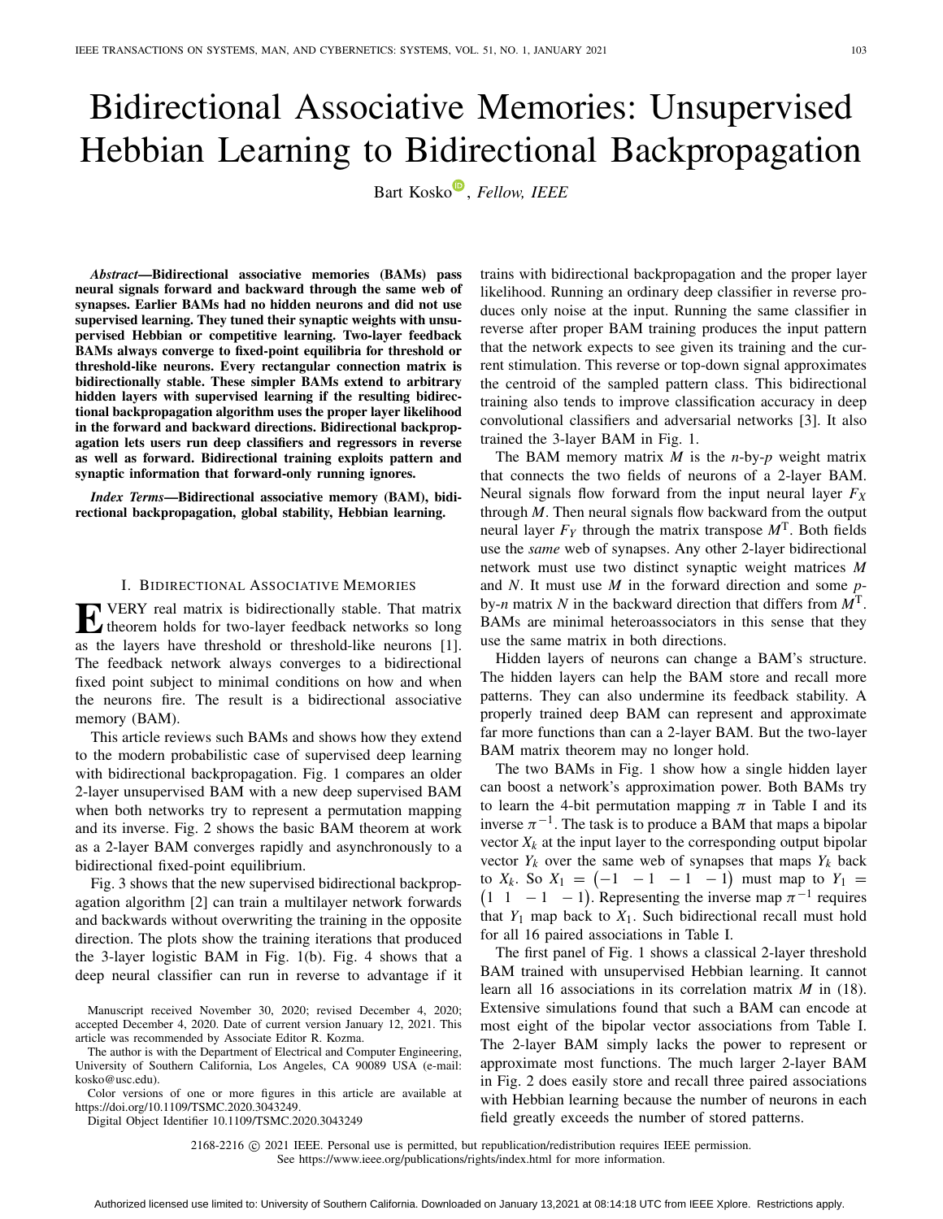# Bidirectional Associative Memories: Unsupervised Hebbian Learning to Bidirectional Backpropagation

Bart Kosko, *Fellow, IEEE*

***Abstract*—Bidirectional associative memories (BAMs) pass neural signals forward and backward through the same web of synapses. Earlier BAMs had no hidden neurons and did not use supervised learning. They tuned their synaptic weights with unsupervised Hebbian or competitive learning. Two-layer feedback BAMs always converge to fixed-point equilibria for threshold or threshold-like neurons. Every rectangular connection matrix is bidirectionally stable. These simpler BAMs extend to arbitrary hidden layers with supervised learning if the resulting bidirectional backpropagation algorithm uses the proper layer likelihood in the forward and backward directions. Bidirectional backpropagation lets users run deep classifiers and regressors in reverse as well as forward. Bidirectional training exploits pattern and synaptic information that forward-only running ignores.**

***Index Terms*—Bidirectional associative memory (BAM), bidirectional backpropagation, global stability, Hebbian learning.**

## I. Bidirectional Associative Memories

Every real matrix is bidirectionally stable. That matrix theorem holds for two-layer feedback networks so long as the layers have threshold or threshold-like neurons [1]. The feedback network always converges to a bidirectional fixed point subject to minimal conditions on how and when the neurons fire. The result is a bidirectional associative memory (BAM).

This article reviews such BAMs and shows how they extend to the modern probabilistic case of supervised deep learning with bidirectional backpropagation. Fig. 1 compares an older 2-layer unsupervised BAM with a new deep supervised BAM when both networks try to represent a permutation mapping and its inverse. Fig. 2 shows the basic BAM theorem at work as a 2-layer BAM converges rapidly and asynchronously to a bidirectional fixed-point equilibrium.

Fig. 3 shows that the new supervised bidirectional backpropagation algorithm [2] can train a multilayer network forwards and backwards without overwriting the training in the opposite direction. The plots show the training iterations that produced the 3-layer logistic BAM in Fig. 1(b). Fig. 4 shows that a deep neural classifier can run in reverse to advantage if it trains with bidirectional backpropagation and the proper layer likelihood. Running an ordinary deep classifier in reverse produces only noise at the input. Running the same classifier in reverse after proper BAM training produces the input pattern that the network expects to see given its training and the current stimulation. This reverse or top-down signal approximates the centroid of the sampled pattern class. This bidirectional training also tends to improve classification accuracy in deep convolutional classifiers and adversarial networks [3]. It also trained the 3-layer BAM in Fig. 1.

The BAM memory matrix $M$ is the $n$-by-$p$ weight matrix that connects the two fields of neurons of a 2-layer BAM. Neural signals flow forward from the input neural layer $F_X$ through $M$. Then neural signals flow backward from the output neural layer $F_Y$ through the matrix transpose $M^T$. Both fields use the *same* web of synapses. Any other 2-layer bidirectional network must use two distinct synaptic weight matrices $M$ and $N$. It must use $M$ in the forward direction and some $p$-by-$n$ matrix $N$ in the backward direction that differs from $M^T$. BAMs are minimal heteroassociators in this sense that they use the same matrix in both directions.

Hidden layers of neurons can change a BAM's structure. The hidden layers can help the BAM store and recall more patterns. They can also undermine its feedback stability. A properly trained deep BAM can represent and approximate far more functions than can a 2-layer BAM. But the two-layer BAM matrix theorem may no longer hold.

The two BAMs in Fig. 1 show how a single hidden layer can boost a network's approximation power. Both BAMs try to learn the 4-bit permutation mapping $\pi$ in Table I and its inverse $\pi^{-1}$. The task is to produce a BAM that maps a bipolar vector $X_k$ at the input layer to the corresponding output bipolar vector $Y_k$ over the same web of synapses that maps $Y_k$ back to $X_k$. So $X_1 = (-1 \ \ -1 \ \ -1 \ \ -1)$ must map to $Y_1 = (1 \ \ 1 \ \ -1 \ \ -1)$. Representing the inverse map $\pi^{-1}$ requires that $Y_1$ map back to $X_1$. Such bidirectional recall must hold for all 16 paired associations in Table I.

The first panel of Fig. 1 shows a classical 2-layer threshold BAM trained with unsupervised Hebbian learning. It cannot learn all 16 associations in its correlation matrix $M$ in (18). Extensive simulations found that such a BAM can encode at most eight of the bipolar vector associations from Table I. The 2-layer BAM simply lacks the power to represent or approximate most functions. The much larger 2-layer BAM in Fig. 2 does easily store and recall three paired associations with Hebbian learning because the number of neurons in each field greatly exceeds the number of stored patterns.

Manuscript received November 30, 2020; revised December 4, 2020; accepted December 4, 2020. Date of current version January 12, 2021. This article was recommended by Associate Editor R. Kozma.

The author is with the Department of Electrical and Computer Engineering, University of Southern California, Los Angeles, CA 90089 USA (e-mail: kosko@usc.edu).

Color versions of one or more figures in this article are available at https://doi.org/10.1109/TSMC.2020.3043249.

Digital Object Identifier 10.1109/TSMC.2020.3043249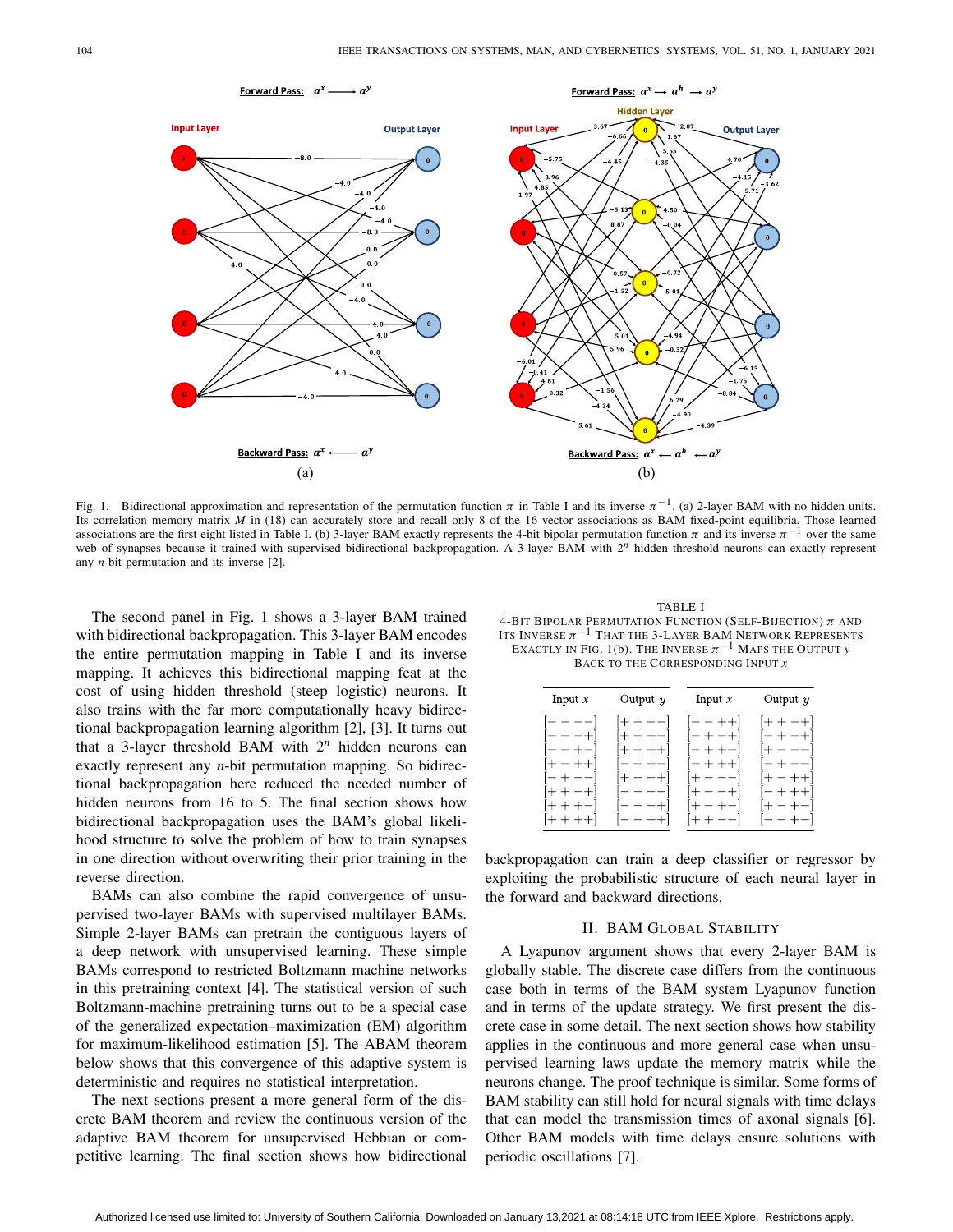Fig. 1. Bidirectional approximation and representation of the permutation function $\pi$ in Table I and its inverse $\pi^{-1}$. (a) 2-layer BAM with no hidden units. Its correlation memory matrix $M$ in (18) can accurately store and recall only 8 of the 16 vector associations as BAM fixed-point equilibria. Those learned associations are the first eight listed in Table I. (b) 3-layer BAM exactly represents the 4-bit bipolar permutation function $\pi$ and its inverse $\pi^{-1}$ over the same web of synapses because it trained with supervised bidirectional backpropagation. A 3-layer BAM with $2^n$ hidden threshold neurons can exactly represent any $n$-bit permutation and its inverse [2].

The second panel in Fig. 1 shows a 3-layer BAM trained with bidirectional backpropagation. This 3-layer BAM encodes the entire permutation mapping in Table I and its inverse mapping. It achieves this bidirectional mapping feat at the cost of using hidden threshold (steep logistic) neurons. It also trains with the far more computationally heavy bidirectional backpropagation learning algorithm [2], [3]. It turns out that a 3-layer threshold BAM with $2^n$ hidden neurons can exactly represent any $n$-bit permutation mapping. So bidirectional backpropagation here reduced the needed number of hidden neurons from 16 to 5. The final section shows how bidirectional backpropagation uses the BAM's global likelihood structure to solve the problem of how to train synapses in one direction without overwriting their prior training in the reverse direction.

BAMs can also combine the rapid convergence of unsupervised two-layer BAMs with supervised multilayer BAMs. Simple 2-layer BAMs can pretrain the contiguous layers of a deep network with unsupervised learning. These simple BAMs correspond to restricted Boltzmann machine networks in this pretraining context [4]. The statistical version of such Boltzmann-machine pretraining turns out to be a special case of the generalized expectation–maximization (EM) algorithm for maximum-likelihood estimation [5]. The ABAM theorem below shows that this convergence of this adaptive system is deterministic and requires no statistical interpretation.

The next sections present a more general form of the discrete BAM theorem and review the continuous version of the adaptive BAM theorem for unsupervised Hebbian or competitive learning. The final section shows how bidirectional backpropagation can train a deep classifier or regressor by exploiting the probabilistic structure of each neural layer in the forward and backward directions.

TABLE I
4-BIT BIPOLAR PERMUTATION FUNCTION (SELF-BIJECTION) $\pi$ AND ITS INVERSE $\pi^{-1}$ THAT THE 3-LAYER BAM NETWORK REPRESENTS EXACTLY IN FIG. 1(b). THE INVERSE $\pi^{-1}$ MAPS THE OUTPUT $y$ BACK TO THE CORRESPONDING INPUT $x$

| Input $x$ | Output $y$ | Input $x$ | Output $y$ |
|---|---|---|---|
| [− − − −] | [+ + − −] | [− − + +] | [+ + − +] |
| [− − − +] | [+ + + −] | [− + − +] | [− + − +] |
| [− − + −] | [+ + + +] | [− + + −] | [+ − − −] |
| [+ − + +] | [− + + −] | [− + + +] | [− + − −] |
| [− + − −] | [+ − − +] | [+ − − −] | [+ − + +] |
| [+ + − +] | [− − − −] | [+ − − +] | [− + + +] |
| [+ + + −] | [− − − +] | [+ − + −] | [+ − + −] |
| [+ + + +] | [− − + +] | [+ + − −] | [− − + −] |

## II. BAM GLOBAL STABILITY

A Lyapunov argument shows that every 2-layer BAM is globally stable. The discrete case differs from the continuous case both in terms of the BAM system Lyapunov function and in terms of the update strategy. We first present the discrete case in some detail. The next section shows how stability applies in the continuous and more general case when unsupervised learning laws update the memory matrix while the neurons change. The proof technique is similar. Some forms of BAM stability can still hold for neural signals with time delays that can model the transmission times of axonal signals [6]. Other BAM models with time delays ensure solutions with periodic oscillations [7].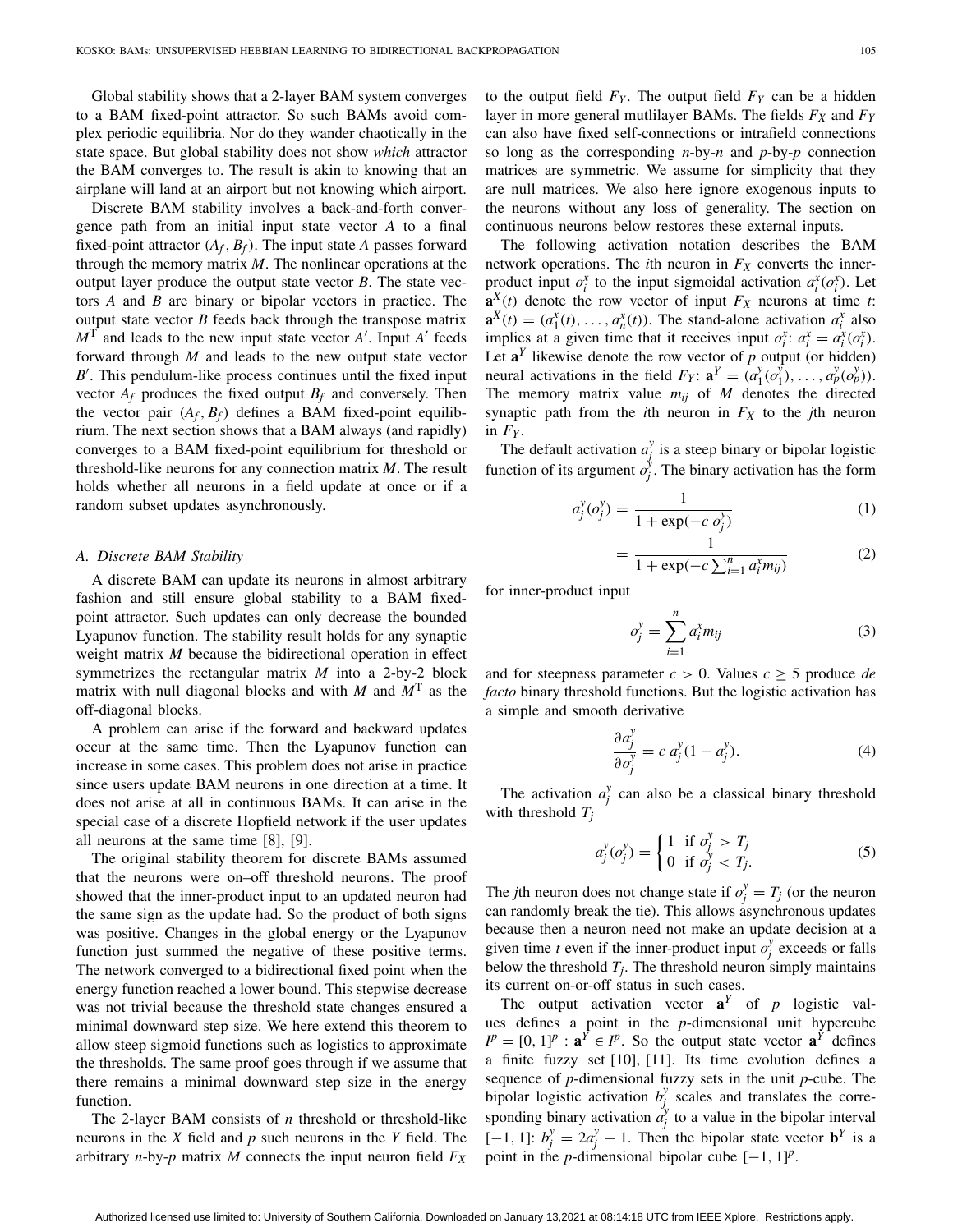Global stability shows that a 2-layer BAM system converges to a BAM fixed-point attractor. So such BAMs avoid complex periodic equilibria. Nor do they wander chaotically in the state space. But global stability does not show *which* attractor the BAM converges to. The result is akin to knowing that an airplane will land at an airport but not knowing which airport.

Discrete BAM stability involves a back-and-forth convergence path from an initial input state vector $A$ to a final fixed-point attractor $(A_f, B_f)$. The input state $A$ passes forward through the memory matrix $M$. The nonlinear operations at the output layer produce the output state vector $B$. The state vectors $A$ and $B$ are binary or bipolar vectors in practice. The output state vector $B$ feeds back through the transpose matrix $M^T$ and leads to the new input state vector $A'$. Input $A'$ feeds forward through $M$ and leads to the new output state vector $B'$. This pendulum-like process continues until the fixed input vector $A_f$ produces the fixed output $B_f$ and conversely. Then the vector pair $(A_f, B_f)$ defines a BAM fixed-point equilibrium. The next section shows that a BAM always (and rapidly) converges to a BAM fixed-point equilibrium for threshold or threshold-like neurons for any connection matrix $M$. The result holds whether all neurons in a field update at once or if a random subset updates asynchronously.

### A. Discrete BAM Stability

A discrete BAM can update its neurons in almost arbitrary fashion and still ensure global stability to a BAM fixed-point attractor. Such updates can only decrease the bounded Lyapunov function. The stability result holds for any synaptic weight matrix $M$ because the bidirectional operation in effect symmetrizes the rectangular matrix $M$ into a 2-by-2 block matrix with null diagonal blocks and with $M$ and $M^T$ as the off-diagonal blocks.

A problem can arise if the forward and backward updates occur at the same time. Then the Lyapunov function can increase in some cases. This problem does not arise in practice since users update BAM neurons in one direction at a time. It does not arise at all in continuous BAMs. It can arise in the special case of a discrete Hopfield network if the user updates all neurons at the same time [8], [9].

The original stability theorem for discrete BAMs assumed that the neurons were on–off threshold neurons. The proof showed that the inner-product input to an updated neuron had the same sign as the update had. So the product of both signs was positive. Changes in the global energy or the Lyapunov function just summed the negative of these positive terms. The network converged to a bidirectional fixed point when the energy function reached a lower bound. This stepwise decrease was not trivial because the threshold state changes ensured a minimal downward step size. We here extend this theorem to allow steep sigmoid functions such as logistics to approximate the thresholds. The same proof goes through if we assume that there remains a minimal downward step size in the energy function.

The 2-layer BAM consists of $n$ threshold or threshold-like neurons in the $X$ field and $p$ such neurons in the $Y$ field. The arbitrary $n$-by-$p$ matrix $M$ connects the input neuron field $F_X$ to the output field $F_Y$. The output field $F_Y$ can be a hidden layer in more general mutlilayer BAMs. The fields $F_X$ and $F_Y$ can also have fixed self-connections or intrafield connections so long as the corresponding $n$-by-$n$ and $p$-by-$p$ connection matrices are symmetric. We assume for simplicity that they are null matrices. We also here ignore exogenous inputs to the neurons without any loss of generality. The section on continuous neurons below restores these external inputs.

The following activation notation describes the BAM network operations. The $i$th neuron in $F_X$ converts the inner-product input $o_i^x$ to the input sigmoidal activation $a_i^x(o_i^x)$. Let $\mathbf{a}^X(t)$ denote the row vector of input $F_X$ neurons at time $t$: $\mathbf{a}^X(t) = (a_1^x(t), \ldots, a_n^x(t))$. The stand-alone activation $a_i^x$ also implies at a given time that it receives input $o_i^x$: $a_i^x = a_i^x(o_i^x)$. Let $\mathbf{a}^Y$ likewise denote the row vector of $p$ output (or hidden) neural activations in the field $F_Y$: $\mathbf{a}^Y = (a_1^y(o_1^y), \ldots, a_p^y(o_p^y))$. The memory matrix value $m_{ij}$ of $M$ denotes the directed synaptic path from the $i$th neuron in $F_X$ to the $j$th neuron in $F_Y$.

The default activation $a_j^y$ is a steep binary or bipolar logistic function of its argument $o_j^y$. The binary activation has the form

$$a_j^y(o_j^y) = \frac{1}{1 + \exp(-c\, o_j^y)} \tag{1}$$

$$= \frac{1}{1 + \exp(-c \sum_{i=1}^{n} a_i^x m_{ij})} \tag{2}$$

for inner-product input

$$o_j^y = \sum_{i=1}^{n} a_i^x m_{ij} \tag{3}$$

and for steepness parameter $c > 0$. Values $c \geq 5$ produce *de facto* binary threshold functions. But the logistic activation has a simple and smooth derivative

$$\frac{\partial a_j^y}{\partial o_j^y} = c\, a_j^y (1 - a_j^y). \tag{4}$$

The activation $a_j^y$ can also be a classical binary threshold with threshold $T_j$

$$a_j^y(o_j^y) = \begin{cases} 1 & \text{if } o_j^y > T_j \\ 0 & \text{if } o_j^y < T_j. \end{cases} \tag{5}$$

The $j$th neuron does not change state if $o_j^y = T_j$ (or the neuron can randomly break the tie). This allows asynchronous updates because then a neuron need not make an update decision at a given time $t$ even if the inner-product input $o_j^y$ exceeds or falls below the threshold $T_j$. The threshold neuron simply maintains its current on-or-off status in such cases.

The output activation vector $\mathbf{a}^Y$ of $p$ logistic values defines a point in the $p$-dimensional unit hypercube $I^p = [0, 1]^p$ : $\mathbf{a}^Y \in I^p$. So the output state vector $\mathbf{a}^Y$ defines a finite fuzzy set [10], [11]. Its time evolution defines a sequence of $p$-dimensional fuzzy sets in the unit $p$-cube. The bipolar logistic activation $b_j^y$ scales and translates the corresponding binary activation $a_j^y$ to a value in the bipolar interval $[-1, 1]$: $b_j^y = 2a_j^y - 1$. Then the bipolar state vector $\mathbf{b}^Y$ is a point in the $p$-dimensional bipolar cube $[-1, 1]^p$.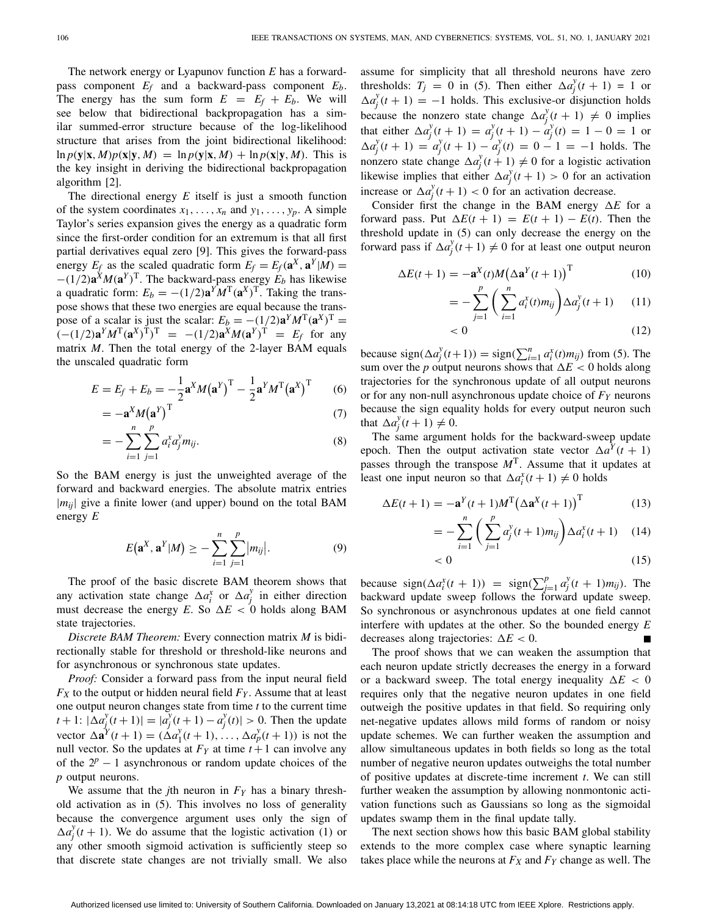The network energy or Lyapunov function $E$ has a forward-pass component $E_f$ and a backward-pass component $E_b$. The energy has the sum form $E = E_f + E_b$. We will see below that bidirectional backpropagation has a similar summed-error structure because of the log-likelihood structure that arises from the joint bidirectional likelihood: $\ln p(\mathbf{y}|\mathbf{x}, M)p(\mathbf{x}|\mathbf{y}, M) = \ln p(\mathbf{y}|\mathbf{x}, M) + \ln p(\mathbf{x}|\mathbf{y}, M)$. This is the key insight in deriving the bidirectional backpropagation algorithm [2].

The directional energy $E$ itself is just a smooth function of the system coordinates $x_1, \ldots, x_n$ and $y_1, \ldots, y_p$. A simple Taylor's series expansion gives the energy as a quadratic form since the first-order condition for an extremum is that all first partial derivatives equal zero [9]. This gives the forward-pass energy $E_f$ as the scaled quadratic form $E_f = E_f(\mathbf{a}^X, \mathbf{a}^Y|M) = -(1/2)\mathbf{a}^X M(\mathbf{a}^Y)^{\mathrm{T}}$. The backward-pass energy $E_b$ has likewise a quadratic form: $E_b = -(1/2)\mathbf{a}^Y M^{\mathrm{T}}(\mathbf{a}^X)^{\mathrm{T}}$. Taking the transpose shows that these two energies are equal because the transpose of a scalar is just the scalar: $E_b = -(1/2)\mathbf{a}^Y M^{\mathrm{T}}(\mathbf{a}^X)^{\mathrm{T}} = (-(1/2)\mathbf{a}^Y M^{\mathrm{T}}(\mathbf{a}^X)^{\mathrm{T}})^{\mathrm{T}} = -(1/2)\mathbf{a}^X M(\mathbf{a}^Y)^{\mathrm{T}} = E_f$ for any matrix $M$. Then the total energy of the 2-layer BAM equals the unscaled quadratic form

$$E = E_f + E_b = -\frac{1}{2}\mathbf{a}^X M\left(\mathbf{a}^Y\right)^{\mathrm{T}} - \frac{1}{2}\mathbf{a}^Y M^{\mathrm{T}}\left(\mathbf{a}^X\right)^{\mathrm{T}} \tag{6}$$

$$= -\mathbf{a}^X M\left(\mathbf{a}^Y\right)^{\mathrm{T}} \tag{7}$$

$$= -\sum_{i=1}^{n}\sum_{j=1}^{p} a_i^x a_j^y m_{ij}. \tag{8}$$

So the BAM energy is just the unweighted average of the forward and backward energies. The absolute matrix entries $|m_{ij}|$ give a finite lower (and upper) bound on the total BAM energy $E$

$$E\left(\mathbf{a}^X, \mathbf{a}^Y|M\right) \geq -\sum_{i=1}^{n}\sum_{j=1}^{p}\left|m_{ij}\right|. \tag{9}$$

The proof of the basic discrete BAM theorem shows that any activation state change $\Delta a_i^x$ or $\Delta a_j^y$ in either direction must decrease the energy $E$. So $\Delta E < 0$ holds along BAM state trajectories.

*Discrete BAM Theorem:* Every connection matrix $M$ is bidirectionally stable for threshold or threshold-like neurons and for asynchronous or synchronous state updates.

*Proof:* Consider a forward pass from the input neural field $F_X$ to the output or hidden neural field $F_Y$. Assume that at least one output neuron changes state from time $t$ to the current time $t+1$: $|\Delta a_j^y(t+1)| = |a_j^y(t+1) - a_j^y(t)| > 0$. Then the update vector $\Delta\mathbf{a}^Y(t+1) = (\Delta a_1^y(t+1), \ldots, \Delta a_p^y(t+1))$ is not the null vector. So the updates at $F_Y$ at time $t+1$ can involve any of the $2^p - 1$ asynchronous or random update choices of the $p$ output neurons.

We assume that the $j$th neuron in $F_Y$ has a binary threshold activation as in (5). This involves no loss of generality because the convergence argument uses only the sign of $\Delta a_j^y(t+1)$. We do assume that the logistic activation (1) or any other smooth sigmoid activation is sufficiently steep so that discrete state changes are not trivially small. We also assume for simplicity that all threshold neurons have zero thresholds: $T_j = 0$ in (5). Then either $\Delta a_j^y(t+1) = 1$ or $\Delta a_j^y(t+1) = -1$ holds. This exclusive-or disjunction holds because the nonzero state change $\Delta a_j^y(t+1) \neq 0$ implies that either $\Delta a_j^y(t+1) = a_j^y(t+1) - a_j^y(t) = 1 - 0 = 1$ or $\Delta a_j^y(t+1) = a_j^y(t+1) - a_j^y(t) = 0 - 1 = -1$ holds. The nonzero state change $\Delta a_j^y(t+1) \neq 0$ for a logistic activation likewise implies that either $\Delta a_j^y(t+1) > 0$ for an activation increase or $\Delta a_j^y(t+1) < 0$ for an activation decrease.

Consider first the change in the BAM energy $\Delta E$ for a forward pass. Put $\Delta E(t+1) = E(t+1) - E(t)$. Then the threshold update in (5) can only decrease the energy on the forward pass if $\Delta a_j^y(t+1) \neq 0$ for at least one output neuron

$$\Delta E(t+1) = -\mathbf{a}^X(t)M\left(\Delta\mathbf{a}^Y(t+1)\right)^{\mathrm{T}} \tag{10}$$

$$= -\sum_{j=1}^{p}\left(\sum_{i=1}^{n} a_i^x(t)m_{ij}\right)\Delta a_j^y(t+1) \tag{11}$$

$$< 0 \tag{12}$$

because $\mathrm{sign}(\Delta a_j^y(t+1)) = \mathrm{sign}(\sum_{i=1}^{n} a_i^x(t)m_{ij})$ from (5). The sum over the $p$ output neurons shows that $\Delta E < 0$ holds along trajectories for the synchronous update of all output neurons or for any non-null asynchronous update choice of $F_Y$ neurons because the sign equality holds for every output neuron such that $\Delta a_j^y(t+1) \neq 0$.

The same argument holds for the backward-sweep update epoch. Then the output activation state vector $\Delta a^Y(t+1)$ passes through the transpose $M^{\mathrm{T}}$. Assume that it updates at least one input neuron so that $\Delta a_i^x(t+1) \neq 0$ holds

$$\Delta E(t+1) = -\mathbf{a}^Y(t+1)M^{\mathrm{T}}\left(\Delta\mathbf{a}^X(t+1)\right)^{\mathrm{T}} \tag{13}$$

$$= -\sum_{i=1}^{n}\left(\sum_{j=1}^{p} a_j^y(t+1)m_{ij}\right)\Delta a_i^x(t+1) \tag{14}$$

$$< 0 \tag{15}$$

because $\mathrm{sign}(\Delta a_i^x(t+1)) = \mathrm{sign}(\sum_{j=1}^{p} a_j^y(t+1)m_{ij})$. The backward update sweep follows the forward update sweep. So synchronous or asynchronous updates at one field cannot interfere with updates at the other. So the bounded energy $E$ decreases along trajectories: $\Delta E < 0$. ■

The proof shows that we can weaken the assumption that each neuron update strictly decreases the energy in a forward or a backward sweep. The total energy inequality $\Delta E < 0$ requires only that the negative neuron updates in one field outweigh the positive updates in that field. So requiring only net-negative updates allows mild forms of random or noisy update schemes. We can further weaken the assumption and allow simultaneous updates in both fields so long as the total number of negative neuron updates outweighs the total number of positive updates at discrete-time increment $t$. We can still further weaken the assumption by allowing nonmontonic activation functions such as Gaussians so long as the sigmoidal updates swamp them in the final update tally.

The next section shows how this basic BAM global stability extends to the more complex case where synaptic learning takes place while the neurons at $F_X$ and $F_Y$ change as well. The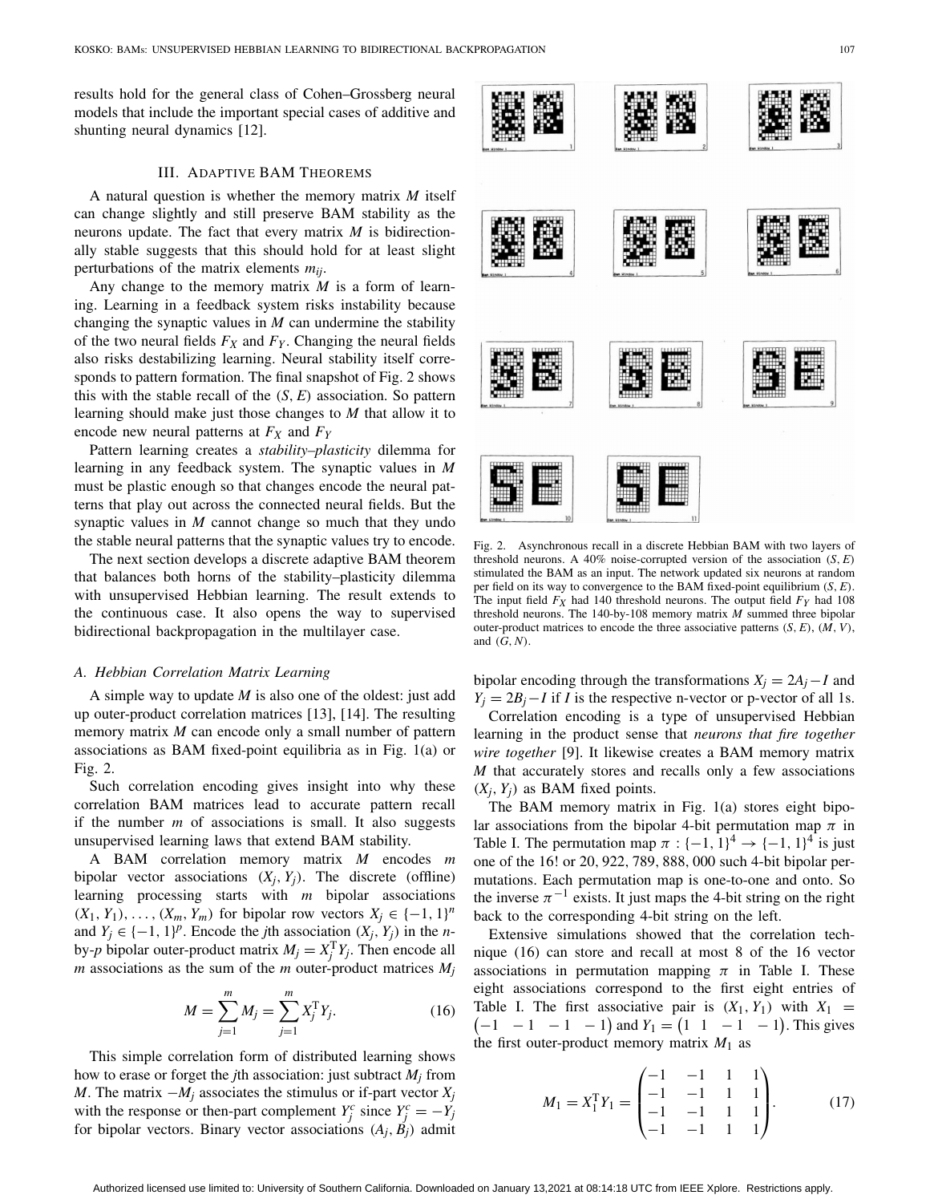results hold for the general class of Cohen–Grossberg neural models that include the important special cases of additive and shunting neural dynamics [12].

## III. Adaptive BAM Theorems

A natural question is whether the memory matrix $M$ itself can change slightly and still preserve BAM stability as the neurons update. The fact that every matrix $M$ is bidirectionally stable suggests that this should hold for at least slight perturbations of the matrix elements $m_{ij}$.

Any change to the memory matrix $M$ is a form of learning. Learning in a feedback system risks instability because changing the synaptic values in $M$ can undermine the stability of the two neural fields $F_X$ and $F_Y$. Changing the neural fields also risks destabilizing learning. Neural stability itself corresponds to pattern formation. The final snapshot of Fig. 2 shows this with the stable recall of the $(S, E)$ association. So pattern learning should make just those changes to $M$ that allow it to encode new neural patterns at $F_X$ and $F_Y$

Pattern learning creates a *stability–plasticity* dilemma for learning in any feedback system. The synaptic values in $M$ must be plastic enough so that changes encode the neural patterns that play out across the connected neural fields. But the synaptic values in $M$ cannot change so much that they undo the stable neural patterns that the synaptic values try to encode.

The next section develops a discrete adaptive BAM theorem that balances both horns of the stability–plasticity dilemma with unsupervised Hebbian learning. The result extends to the continuous case. It also opens the way to supervised bidirectional backpropagation in the multilayer case.

### A. Hebbian Correlation Matrix Learning

A simple way to update $M$ is also one of the oldest: just add up outer-product correlation matrices [13], [14]. The resulting memory matrix $M$ can encode only a small number of pattern associations as BAM fixed-point equilibria as in Fig. 1(a) or Fig. 2.

Such correlation encoding gives insight into why these correlation BAM matrices lead to accurate pattern recall if the number $m$ of associations is small. It also suggests unsupervised learning laws that extend BAM stability.

A BAM correlation memory matrix $M$ encodes $m$ bipolar vector associations $(X_j, Y_j)$. The discrete (offline) learning processing starts with $m$ bipolar associations $(X_1, Y_1), \ldots, (X_m, Y_m)$ for bipolar row vectors $X_j \in \{-1, 1\}^n$ and $Y_j \in \{-1, 1\}^p$. Encode the $j$th association $(X_j, Y_j)$ in the $n$-by-$p$ bipolar outer-product matrix $M_j = X_j^{\mathrm{T}} Y_j$. Then encode all $m$ associations as the sum of the $m$ outer-product matrices $M_j$

$$M = \sum_{j=1}^{m} M_j = \sum_{j=1}^{m} X_j^{\mathrm{T}} Y_j. \tag{16}$$

This simple correlation form of distributed learning shows how to erase or forget the $j$th association: just subtract $M_j$ from $M$. The matrix $-M_j$ associates the stimulus or if-part vector $X_j$ with the response or then-part complement $Y_j^c$ since $Y_j^c = -Y_j$ for bipolar vectors. Binary vector associations $(A_j, B_j)$ admit bipolar encoding through the transformations $X_j = 2A_j - I$ and $Y_j = 2B_j - I$ if $I$ is the respective n-vector or p-vector of all 1s.

Correlation encoding is a type of unsupervised Hebbian learning in the product sense that *neurons that fire together wire together* [9]. It likewise creates a BAM memory matrix $M$ that accurately stores and recalls only a few associations $(X_j, Y_j)$ as BAM fixed points.

The BAM memory matrix in Fig. 1(a) stores eight bipolar associations from the bipolar 4-bit permutation map $\pi$ in Table I. The permutation map $\pi : \{-1, 1\}^4 \to \{-1, 1\}^4$ is just one of the 16! or 20, 922, 789, 888, 000 such 4-bit bipolar permutations. Each permutation map is one-to-one and onto. So the inverse $\pi^{-1}$ exists. It just maps the 4-bit string on the right back to the corresponding 4-bit string on the left.

Extensive simulations showed that the correlation technique (16) can store and recall at most 8 of the 16 vector associations in permutation mapping $\pi$ in Table I. These eight associations correspond to the first eight entries of Table I. The first associative pair is $(X_1, Y_1)$ with $X_1 = \begin{pmatrix}-1 & -1 & -1 & -1\end{pmatrix}$ and $Y_1 = \begin{pmatrix}1 & 1 & -1 & -1\end{pmatrix}$. This gives the first outer-product memory matrix $M_1$ as

$$M_1 = X_1^{\mathrm{T}} Y_1 = \begin{pmatrix} -1 & -1 & 1 & 1 \\ -1 & -1 & 1 & 1 \\ -1 & -1 & 1 & 1 \\ -1 & -1 & 1 & 1 \end{pmatrix}. \tag{17}$$

Fig. 2. Asynchronous recall in a discrete Hebbian BAM with two layers of threshold neurons. A 40% noise-corrupted version of the association $(S, E)$ stimulated the BAM as an input. The network updated six neurons at random per field on its way to convergence to the BAM fixed-point equilibrium $(S, E)$. The input field $F_X$ had 140 threshold neurons. The output field $F_Y$ had 108 threshold neurons. The 140-by-108 memory matrix $M$ summed three bipolar outer-product matrices to encode the three associative patterns $(S, E)$, $(M, V)$, and $(G, N)$.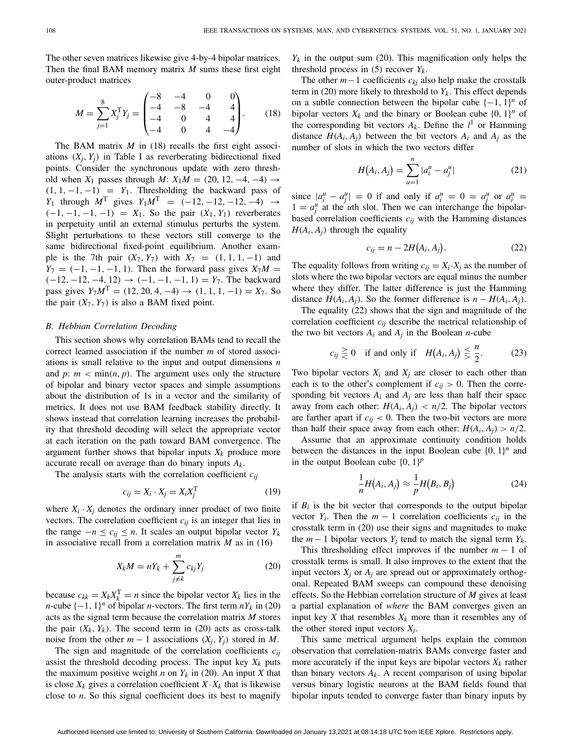The other seven matrices likewise give 4-by-4 bipolar matrices. Then the final BAM memory matrix $M$ sums these first eight outer-product matrices

$$M = \sum_{j=1}^{8} X_j^{\mathrm{T}} Y_j = \begin{pmatrix} -8 & -4 & 0 & 0 \\ -4 & -8 & -4 & 4 \\ -4 & 0 & 4 & 4 \\ -4 & 0 & 4 & -4 \end{pmatrix}. \tag{18}$$

The BAM matrix $M$ in (18) recalls the first eight associations $(X_j, Y_j)$ in Table I as reverberating bidirectional fixed points. Consider the synchronous update with zero threshold when $X_1$ passes through $M$: $X_1 M = (20, 12, -4, -4) \rightarrow (1, 1, -1, -1) = Y_1$. Thresholding the backward pass of $Y_1$ through $M^{\mathrm{T}}$ gives $Y_1 M^{\mathrm{T}} = (-12, -12, -12, -4) \rightarrow (-1, -1, -1, -1) = X_1$. So the pair $(X_1, Y_1)$ reverberates in perpetuity until an external stimulus perturbs the system. Slight perturbations to these vectors still converge to the same bidirectional fixed-point equilibrium. Another example is the 7th pair $(X_7, Y_7)$ with $X_7 = (1, 1, 1, -1)$ and $Y_7 = (-1, -1, -1, 1)$. Then the forward pass gives $X_7 M = (-12, -12, -4, 12) \rightarrow (-1, -1, -1, 1) = Y_7$. The backward pass gives $Y_7 M^{\mathrm{T}} = (12, 20, 4, -4) \rightarrow (1, 1, 1, -1) = X_7$. So the pair $(X_7, Y_7)$ is also a BAM fixed point.

### B. Hebbian Correlation Decoding

This section shows why correlation BAMs tend to recall the correct learned association if the number $m$ of stored associations is small relative to the input and output dimensions $n$ and $p$: $m < \min(n, p)$. The argument uses only the structure of bipolar and binary vector spaces and simple assumptions about the distribution of 1s in a vector and the similarity of metrics. It does not use BAM feedback stability directly. It shows instead that correlation learning increases the probability that threshold decoding will select the appropriate vector at each iteration on the path toward BAM convergence. The argument further shows that bipolar inputs $X_k$ produce more accurate recall on average than do binary inputs $A_k$.

The analysis starts with the correlation coefficient $c_{ij}$

$$c_{ij} = X_i \cdot X_j = X_i X_j^{\mathrm{T}} \tag{19}$$

where $X_i \cdot X_j$ denotes the ordinary inner product of two finite vectors. The correlation coefficient $c_{ij}$ is an integer that lies in the range $-n \leq c_{ij} \leq n$. It scales an output bipolar vector $Y_k$ in associative recall from a correlation matrix $M$ as in (16)

$$X_k M = n Y_k + \sum_{j \neq k}^{m} c_{kj} Y_j \tag{20}$$

because $c_{kk} = X_k X_k^{\mathrm{T}} = n$ since the bipolar vector $X_k$ lies in the $n$-cube $\{-1, 1\}^n$ of bipolar $n$-vectors. The first term $nY_k$ in (20) acts as the signal term because the correlation matrix $M$ stores the pair $(X_k, Y_k)$. The second term in (20) acts as cross-talk noise from the other $m - 1$ associations $(X_j, Y_j)$ stored in $M$.

The sign and magnitude of the correlation coefficients $c_{ij}$ assist the threshold decoding process. The input key $X_k$ puts the maximum positive weight $n$ on $Y_k$ in (20). An input $X$ that is close $X_k$ gives a correlation coefficient $X \cdot X_k$ that is likewise close to $n$. So this signal coefficient does its best to magnify $Y_k$ in the output sum (20). This magnification only helps the threshold process in (5) recover $Y_k$.

The other $m-1$ coefficients $c_{kj}$ also help make the crosstalk term in (20) more likely to threshold to $Y_k$. This effect depends on a subtle connection between the bipolar cube $\{-1, 1\}^n$ of bipolar vectors $X_k$ and the binary or Boolean cube $\{0, 1\}^n$ of the corresponding bit vectors $A_k$. Define the $l^1$ or Hamming distance $H(A_i, A_j)$ between the bit vectors $A_i$ and $A_j$ as the number of slots in which the two vectors differ

$$H(A_i, A_j) = \sum_{u=1}^{n} |a_i^u - a_j^u| \tag{21}$$

since $|a_i^u - a_j^u| = 0$ if and only if $a_i^u = 0 = a_j^u$ or $a_i^u = 1 = a_j^u$ at the $u$th slot. Then we can interchange the bipolar-based correlation coefficients $c_{ij}$ with the Hamming distances $H(A_i, A_j)$ through the equality

$$c_{ij} = n - 2H(A_i, A_j). \tag{22}$$

The equality follows from writing $c_{ij} = X_i \cdot X_j$ as the number of slots where the two bipolar vectors are equal minus the number where they differ. The latter difference is just the Hamming distance $H(A_i, A_j)$. So the former difference is $n - H(A_i, A_j)$.

The equality (22) shows that the sign and magnitude of the correlation coefficient $c_{ij}$ describe the metrical relationship of the two bit vectors $A_i$ and $A_j$ in the Boolean $n$-cube

$$c_{ij} \gtreqless 0 \quad \text{if and only if} \quad H(A_i, A_j) \lesseqgtr \frac{n}{2}. \tag{23}$$

Two bipolar vectors $X_i$ and $X_j$ are closer to each other than each is to the other's complement if $c_{ij} > 0$. Then the corresponding bit vectors $A_i$ and $A_j$ are less than half their space away from each other: $H(A_i, A_j) < n/2$. The bipolar vectors are farther apart if $c_{ij} < 0$. Then the two-bit vectors are more than half their space away from each other: $H(A_i, A_j) > n/2$.

Assume that an approximate continuity condition holds between the distances in the input Boolean cube $\{0, 1\}^n$ and in the output Boolean cube $\{0, 1\}^p$

$$\frac{1}{n} H(A_i, A_j) \approx \frac{1}{p} H(B_i, B_j) \tag{24}$$

if $B_i$ is the bit vector that corresponds to the output bipolar vector $Y_i$. Then the $m - 1$ correlation coefficients $c_{ij}$ in the crosstalk term in (20) use their signs and magnitudes to make the $m - 1$ bipolar vectors $Y_j$ tend to match the signal term $Y_k$.

This thresholding effect improves if the number $m - 1$ of crosstalk terms is small. It also improves to the extent that the input vectors $X_j$ or $A_j$ are spread out or approximately orthogonal. Repeated BAM sweeps can compound these denoising effects. So the Hebbian correlation structure of $M$ gives at least a partial explanation of *where* the BAM converges given an input key $X$ that resembles $X_k$ more than it resembles any of the other stored input vectors $X_j$.

This same metrical argument helps explain the common observation that correlation-matrix BAMs converge faster and more accurately if the input keys are bipolar vectors $X_k$ rather than binary vectors $A_k$. A recent comparison of using bipolar versus binary logistic neurons at the BAM fields found that bipolar inputs tended to converge faster than binary inputs by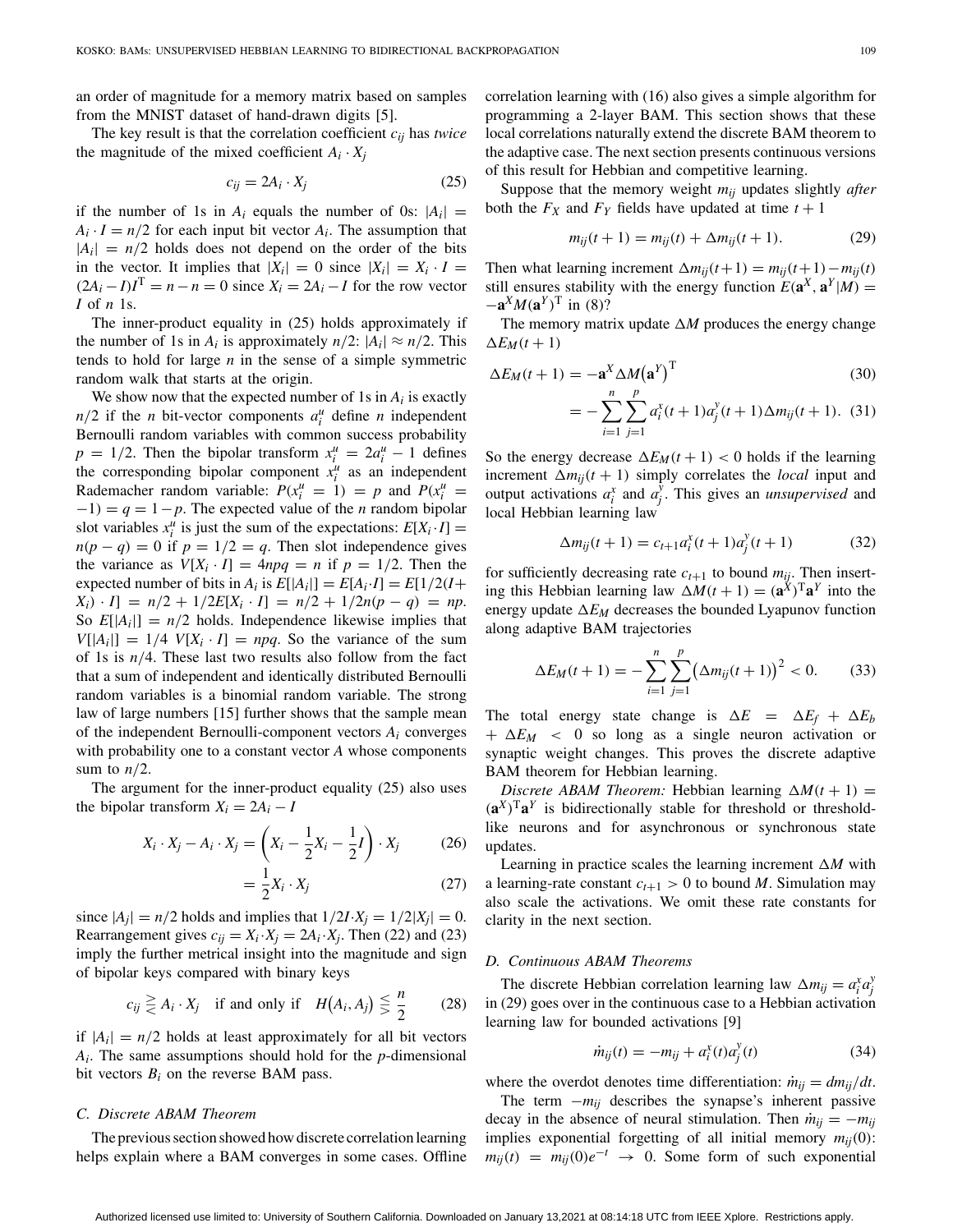an order of magnitude for a memory matrix based on samples from the MNIST dataset of hand-drawn digits [5].

The key result is that the correlation coefficient $c_{ij}$ has *twice* the magnitude of the mixed coefficient $A_i \cdot X_j$

$$c_{ij} = 2A_i \cdot X_j \tag{25}$$

if the number of 1s in $A_i$ equals the number of 0s: $|A_i| = A_i \cdot I = n/2$ for each input bit vector $A_i$. The assumption that $|A_i| = n/2$ holds does not depend on the order of the bits in the vector. It implies that $|X_i| = 0$ since $|X_i| = X_i \cdot I = (2A_i - I)I^{\mathrm{T}} = n - n = 0$ since $X_i = 2A_i - I$ for the row vector $I$ of $n$ 1s.

The inner-product equality in (25) holds approximately if the number of 1s in $A_i$ is approximately $n/2$: $|A_i| \approx n/2$. This tends to hold for large $n$ in the sense of a simple symmetric random walk that starts at the origin.

We show now that the expected number of 1s in $A_i$ is exactly $n/2$ if the $n$ bit-vector components $a_i^u$ define $n$ independent Bernoulli random variables with common success probability $p = 1/2$. Then the bipolar transform $x_i^u = 2a_i^u - 1$ defines the corresponding bipolar component $x_i^u$ as an independent Rademacher random variable: $P(x_i^u = 1) = p$ and $P(x_i^u = -1) = q = 1-p$. The expected value of the $n$ random bipolar slot variables $x_i^u$ is just the sum of the expectations: $E[X_i \cdot I] = n(p-q) = 0$ if $p = 1/2 = q$. Then slot independence gives the variance as $V[X_i \cdot I] = 4npq = n$ if $p = 1/2$. Then the expected number of bits in $A_i$ is $E[|A_i|] = E[A_i \cdot I] = E[1/2(I + X_i) \cdot I] = n/2 + 1/2E[X_i \cdot I] = n/2 + 1/2n(p-q) = np$. So $E[|A_i|] = n/2$ holds. Independence likewise implies that $V[|A_i|] = 1/4\ V[X_i \cdot I] = npq$. So the variance of the sum of 1s is $n/4$. These last two results also follow from the fact that a sum of independent and identically distributed Bernoulli random variables is a binomial random variable. The strong law of large numbers [15] further shows that the sample mean of the independent Bernoulli-component vectors $A_i$ converges with probability one to a constant vector $A$ whose components sum to $n/2$.

The argument for the inner-product equality (25) also uses the bipolar transform $X_i = 2A_i - I$

$$X_i \cdot X_j - A_i \cdot X_j = \left(X_i - \frac{1}{2}X_i - \frac{1}{2}I\right) \cdot X_j \tag{26}$$

$$= \frac{1}{2}X_i \cdot X_j \tag{27}$$

since $|A_j| = n/2$ holds and implies that $1/2I \cdot X_j = 1/2|X_j| = 0$. Rearrangement gives $c_{ij} = X_i \cdot X_j = 2A_i \cdot X_j$. Then (22) and (23) imply the further metrical insight into the magnitude and sign of bipolar keys compared with binary keys

$$c_{ij} \gtreqless A_i \cdot X_j \quad \text{if and only if} \quad H(A_i, A_j) \lesseqgtr \frac{n}{2} \tag{28}$$

if $|A_i| = n/2$ holds at least approximately for all bit vectors $A_i$. The same assumptions should hold for the $p$-dimensional bit vectors $B_i$ on the reverse BAM pass.

### C. Discrete ABAM Theorem

The previous section showed how discrete correlation learning helps explain where a BAM converges in some cases. Offline correlation learning with (16) also gives a simple algorithm for programming a 2-layer BAM. This section shows that these local correlations naturally extend the discrete BAM theorem to the adaptive case. The next section presents continuous versions of this result for Hebbian and competitive learning.

Suppose that the memory weight $m_{ij}$ updates slightly *after* both the $F_X$ and $F_Y$ fields have updated at time $t+1$

$$m_{ij}(t+1) = m_{ij}(t) + \Delta m_{ij}(t+1). \tag{29}$$

Then what learning increment $\Delta m_{ij}(t+1) = m_{ij}(t+1) - m_{ij}(t)$ still ensures stability with the energy function $E(\mathbf{a}^X, \mathbf{a}^Y|M) = -\mathbf{a}^X M(\mathbf{a}^Y)^{\mathrm{T}}$ in (8)?

The memory matrix update $\Delta M$ produces the energy change $\Delta E_M(t+1)$

$$\Delta E_M(t+1) = -\mathbf{a}^X \Delta M \left(\mathbf{a}^Y\right)^{\mathrm{T}} \tag{30}$$

$$= -\sum_{i=1}^{n}\sum_{j=1}^{p} a_i^x(t+1) a_j^y(t+1) \Delta m_{ij}(t+1). \tag{31}$$

So the energy decrease $\Delta E_M(t+1) < 0$ holds if the learning increment $\Delta m_{ij}(t+1)$ simply correlates the *local* input and output activations $a_i^x$ and $a_j^y$. This gives an *unsupervised* and local Hebbian learning law

$$\Delta m_{ij}(t+1) = c_{t+1} a_i^x(t+1) a_j^y(t+1) \tag{32}$$

for sufficiently decreasing rate $c_{t+1}$ to bound $m_{ij}$. Then inserting this Hebbian learning law $\Delta M(t+1) = (\mathbf{a}^X)^{\mathrm{T}}\mathbf{a}^Y$ into the energy update $\Delta E_M$ decreases the bounded Lyapunov function along adaptive BAM trajectories

$$\Delta E_M(t+1) = -\sum_{i=1}^{n}\sum_{j=1}^{p}\left(\Delta m_{ij}(t+1)\right)^2 < 0. \tag{33}$$

The total energy state change is $\Delta E = \Delta E_f + \Delta E_b + \Delta E_M < 0$ so long as a single neuron activation or synaptic weight changes. This proves the discrete adaptive BAM theorem for Hebbian learning.

*Discrete ABAM Theorem:* Hebbian learning $\Delta M(t+1) = (\mathbf{a}^X)^{\mathrm{T}}\mathbf{a}^Y$ is bidirectionally stable for threshold or threshold-like neurons and for asynchronous or synchronous state updates.

Learning in practice scales the learning increment $\Delta M$ with a learning-rate constant $c_{t+1} > 0$ to bound $M$. Simulation may also scale the activations. We omit these rate constants for clarity in the next section.

### D. Continuous ABAM Theorems

The discrete Hebbian correlation learning law $\Delta m_{ij} = a_i^x a_j^y$ in (29) goes over in the continuous case to a Hebbian activation learning law for bounded activations [9]

$$\dot{m}_{ij}(t) = -m_{ij} + a_i^x(t) a_j^y(t) \tag{34}$$

where the overdot denotes time differentiation: $\dot{m}_{ij} = dm_{ij}/dt$.

The term $-m_{ij}$ describes the synapse's inherent passive decay in the absence of neural stimulation. Then $\dot{m}_{ij} = -m_{ij}$ implies exponential forgetting of all initial memory $m_{ij}(0)$: $m_{ij}(t) = m_{ij}(0)e^{-t} \to 0$. Some form of such exponential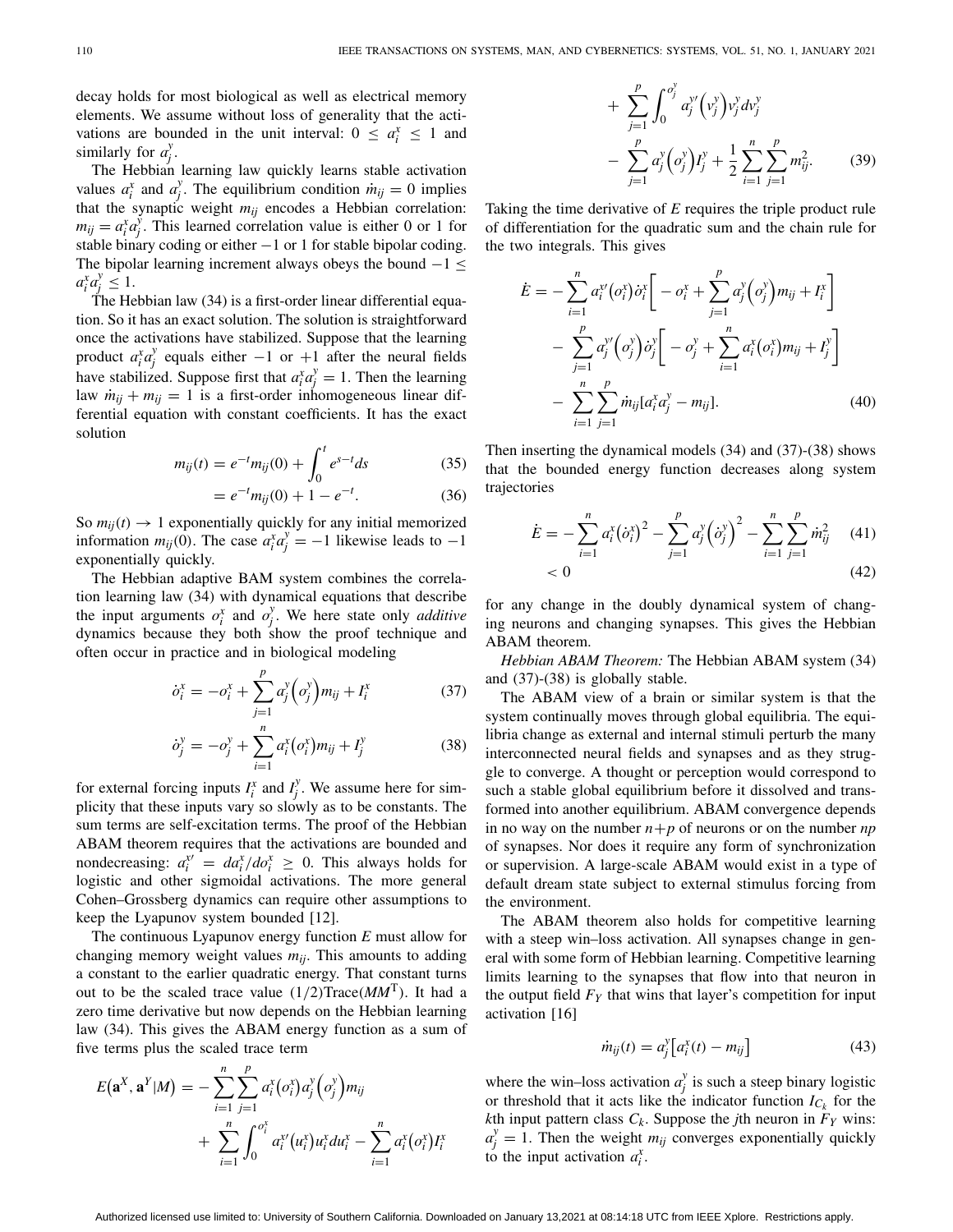decay holds for most biological as well as electrical memory elements. We assume without loss of generality that the activations are bounded in the unit interval: $0 \leq a_i^x \leq 1$ and similarly for $a_j^y$.

The Hebbian learning law quickly learns stable activation values $a_i^x$ and $a_j^y$. The equilibrium condition $\dot{m}_{ij} = 0$ implies that the synaptic weight $m_{ij}$ encodes a Hebbian correlation: $m_{ij} = a_i^x a_j^y$. This learned correlation value is either 0 or 1 for stable binary coding or either $-1$ or 1 for stable bipolar coding. The bipolar learning increment always obeys the bound $-1 \leq a_i^x a_j^y \leq 1$.

The Hebbian law (34) is a first-order linear differential equation. So it has an exact solution. The solution is straightforward once the activations have stabilized. Suppose that the learning product $a_i^x a_j^y$ equals either $-1$ or $+1$ after the neural fields have stabilized. Suppose first that $a_i^x a_j^y = 1$. Then the learning law $\dot{m}_{ij} + m_{ij} = 1$ is a first-order inhomogeneous linear differential equation with constant coefficients. It has the exact solution

$$m_{ij}(t) = e^{-t} m_{ij}(0) + \int_0^t e^{s-t} ds \tag{35}$$

$$= e^{-t} m_{ij}(0) + 1 - e^{-t}. \tag{36}$$

So $m_{ij}(t) \to 1$ exponentially quickly for any initial memorized information $m_{ij}(0)$. The case $a_i^x a_j^y = -1$ likewise leads to $-1$ exponentially quickly.

The Hebbian adaptive BAM system combines the correlation learning law (34) with dynamical equations that describe the input arguments $o_i^x$ and $o_j^y$. We here state only *additive* dynamics because they both show the proof technique and often occur in practice and in biological modeling

$$\dot{o}_i^x = -o_i^x + \sum_{j=1}^{p} a_j^y\left(o_j^y\right) m_{ij} + I_i^x \tag{37}$$

$$\dot{o}_j^y = -o_j^y + \sum_{i=1}^{n} a_i^x\left(o_i^x\right) m_{ij} + I_j^y \tag{38}$$

for external forcing inputs $I_i^x$ and $I_j^y$. We assume here for simplicity that these inputs vary so slowly as to be constants. The sum terms are self-excitation terms. The proof of the Hebbian ABAM theorem requires that the activations are bounded and nondecreasing: $a_i^{x\prime} = da_i^x/do_i^x \geq 0$. This always holds for logistic and other sigmoidal activations. The more general Cohen–Grossberg dynamics can require other assumptions to keep the Lyapunov system bounded [12].

The continuous Lyapunov energy function $E$ must allow for changing memory weight values $m_{ij}$. This amounts to adding a constant to the earlier quadratic energy. That constant turns out to be the scaled trace value $(1/2)\text{Trace}(MM^{\text{T}})$. It had a zero time derivative but now depends on the Hebbian learning law (34). This gives the ABAM energy function as a sum of five terms plus the scaled trace term

$$\begin{aligned} E\left(\mathbf{a}^X, \mathbf{a}^Y | M\right) = &- \sum_{i=1}^{n} \sum_{j=1}^{p} a_i^x\left(o_i^x\right) a_j^y\left(o_j^y\right) m_{ij} \\ &+ \sum_{i=1}^{n} \int_0^{o_i^x} a_i^{x\prime}\left(u_i^x\right) u_i^x du_i^x - \sum_{i=1}^{n} a_i^x\left(o_i^x\right) I_i^x \\ &+ \sum_{j=1}^{p} \int_0^{o_j^y} a_j^{y\prime}\left(v_j^y\right) v_j^y dv_j^y \\ &- \sum_{j=1}^{p} a_j^y\left(o_j^y\right) I_j^y + \frac{1}{2} \sum_{i=1}^{n} \sum_{j=1}^{p} m_{ij}^2. \end{aligned} \tag{39}$$

Taking the time derivative of $E$ requires the triple product rule of differentiation for the quadratic sum and the chain rule for the two integrals. This gives

$$\begin{aligned} \dot{E} = &- \sum_{i=1}^{n} a_i^{x\prime}\left(o_i^x\right) \dot{o}_i^x \left[ -o_i^x + \sum_{j=1}^{p} a_j^y\left(o_j^y\right) m_{ij} + I_i^x \right] \\ &- \sum_{j=1}^{p} a_j^{y\prime}\left(o_j^y\right) \dot{o}_j^y \left[ -o_j^y + \sum_{i=1}^{n} a_i^x\left(o_i^x\right) m_{ij} + I_j^y \right] \\ &- \sum_{i=1}^{n} \sum_{j=1}^{p} \dot{m}_{ij} [a_i^x a_j^y - m_{ij}]. \end{aligned} \tag{40}$$

Then inserting the dynamical models (34) and (37)-(38) shows that the bounded energy function decreases along system trajectories

$$\dot{E} = -\sum_{i=1}^{n} a_i^x \left(\dot{o}_i^x\right)^2 - \sum_{j=1}^{p} a_j^y \left(\dot{o}_j^y\right)^2 - \sum_{i=1}^{n} \sum_{j=1}^{p} \dot{m}_{ij}^2 \tag{41}$$

$$< 0 \tag{42}$$

for any change in the doubly dynamical system of changing neurons and changing synapses. This gives the Hebbian ABAM theorem.

*Hebbian ABAM Theorem:* The Hebbian ABAM system (34) and (37)-(38) is globally stable.

The ABAM view of a brain or similar system is that the system continually moves through global equilibria. The equilibria change as external and internal stimuli perturb the many interconnected neural fields and synapses and as they struggle to converge. A thought or perception would correspond to such a stable global equilibrium before it dissolved and transformed into another equilibrium. ABAM convergence depends in no way on the number $n+p$ of neurons or on the number $np$ of synapses. Nor does it require any form of synchronization or supervision. A large-scale ABAM would exist in a type of default dream state subject to external stimulus forcing from the environment.

The ABAM theorem also holds for competitive learning with a steep win–loss activation. All synapses change in general with some form of Hebbian learning. Competitive learning limits learning to the synapses that flow into that neuron in the output field $F_Y$ that wins that layer's competition for input activation [16]

$$\dot{m}_{ij}(t) = a_j^y \left[ a_i^x(t) - m_{ij} \right] \tag{43}$$

where the win–loss activation $a_j^y$ is such a steep binary logistic or threshold that it acts like the indicator function $I_{C_k}$ for the $k$th input pattern class $C_k$. Suppose the $j$th neuron in $F_Y$ wins: $a_j^y = 1$. Then the weight $m_{ij}$ converges exponentially quickly to the input activation $a_i^x$.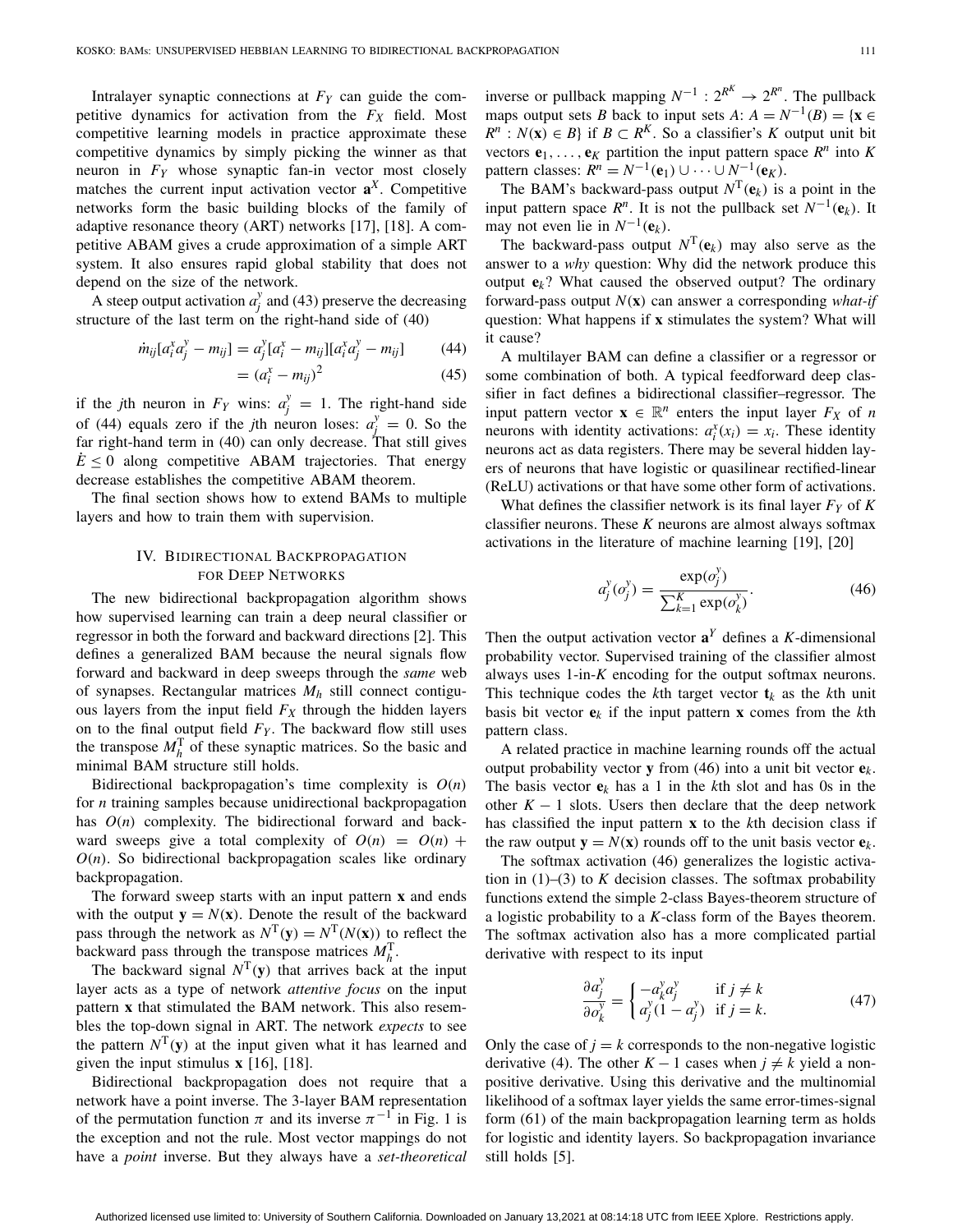Intralayer synaptic connections at $F_Y$ can guide the competitive dynamics for activation from the $F_X$ field. Most competitive learning models in practice approximate these competitive dynamics by simply picking the winner as that neuron in $F_Y$ whose synaptic fan-in vector most closely matches the current input activation vector $\mathbf{a}^X$. Competitive networks form the basic building blocks of the family of adaptive resonance theory (ART) networks [17], [18]. A competitive ABAM gives a crude approximation of a simple ART system. It also ensures rapid global stability that does not depend on the size of the network.

A steep output activation $a_j^y$ and (43) preserve the decreasing structure of the last term on the right-hand side of (40)

$$\dot{m}_{ij}[a_i^x a_j^y - m_{ij}] = a_j^y[a_i^x - m_{ij}][a_i^x a_j^y - m_{ij}] \tag{44}$$

$$= (a_i^x - m_{ij})^2 \tag{45}$$

if the $j$th neuron in $F_Y$ wins: $a_j^y = 1$. The right-hand side of (44) equals zero if the $j$th neuron loses: $a_j^y = 0$. So the far right-hand term in (40) can only decrease. That still gives $\dot{E} \leq 0$ along competitive ABAM trajectories. That energy decrease establishes the competitive ABAM theorem.

The final section shows how to extend BAMs to multiple layers and how to train them with supervision.

## IV. Bidirectional Backpropagation for Deep Networks

The new bidirectional backpropagation algorithm shows how supervised learning can train a deep neural classifier or regressor in both the forward and backward directions [2]. This defines a generalized BAM because the neural signals flow forward and backward in deep sweeps through the *same* web of synapses. Rectangular matrices $M_h$ still connect contiguous layers from the input field $F_X$ through the hidden layers on to the final output field $F_Y$. The backward flow still uses the transpose $M_h^{\mathrm{T}}$ of these synaptic matrices. So the basic and minimal BAM structure still holds.

Bidirectional backpropagation's time complexity is $O(n)$ for $n$ training samples because unidirectional backpropagation has $O(n)$ complexity. The bidirectional forward and backward sweeps give a total complexity of $O(n) = O(n) + O(n)$. So bidirectional backpropagation scales like ordinary backpropagation.

The forward sweep starts with an input pattern $\mathbf{x}$ and ends with the output $\mathbf{y} = N(\mathbf{x})$. Denote the result of the backward pass through the network as $N^{\mathrm{T}}(\mathbf{y}) = N^{\mathrm{T}}(N(\mathbf{x}))$ to reflect the backward pass through the transpose matrices $M_h^{\mathrm{T}}$.

The backward signal $N^{\mathrm{T}}(\mathbf{y})$ that arrives back at the input layer acts as a type of network *attentive focus* on the input pattern $\mathbf{x}$ that stimulated the BAM network. This also resembles the top-down signal in ART. The network *expects* to see the pattern $N^{\mathrm{T}}(\mathbf{y})$ at the input given what it has learned and given the input stimulus $\mathbf{x}$ [16], [18].

Bidirectional backpropagation does not require that a network have a point inverse. The 3-layer BAM representation of the permutation function $\pi$ and its inverse $\pi^{-1}$ in Fig. 1 is the exception and not the rule. Most vector mappings do not have a *point* inverse. But they always have a *set-theoretical* inverse or pullback mapping $N^{-1} : 2^{R^K} \to 2^{R^n}$. The pullback maps output sets $B$ back to input sets $A$: $A = N^{-1}(B) = \{\mathbf{x} \in R^n : N(\mathbf{x}) \in B\}$ if $B \subset R^K$. So a classifier's $K$ output unit bit vectors $\mathbf{e}_1, \ldots, \mathbf{e}_K$ partition the input pattern space $R^n$ into $K$ pattern classes: $R^n = N^{-1}(\mathbf{e}_1) \cup \cdots \cup N^{-1}(\mathbf{e}_K)$.

The BAM's backward-pass output $N^{\mathrm{T}}(\mathbf{e}_k)$ is a point in the input pattern space $R^n$. It is not the pullback set $N^{-1}(\mathbf{e}_k)$. It may not even lie in $N^{-1}(\mathbf{e}_k)$.

The backward-pass output $N^{\mathrm{T}}(\mathbf{e}_k)$ may also serve as the answer to a *why* question: Why did the network produce this output $\mathbf{e}_k$? What caused the observed output? The ordinary forward-pass output $N(\mathbf{x})$ can answer a corresponding *what-if* question: What happens if $\mathbf{x}$ stimulates the system? What will it cause?

A multilayer BAM can define a classifier or a regressor or some combination of both. A typical feedforward deep classifier in fact defines a bidirectional classifier–regressor. The input pattern vector $\mathbf{x} \in \mathbb{R}^n$ enters the input layer $F_X$ of $n$ neurons with identity activations: $a_i^x(x_i) = x_i$. These identity neurons act as data registers. There may be several hidden layers of neurons that have logistic or quasilinear rectified-linear (ReLU) activations or that have some other form of activations.

What defines the classifier network is its final layer $F_Y$ of $K$ classifier neurons. These $K$ neurons are almost always softmax activations in the literature of machine learning [19], [20]

$$a_j^y(o_j^y) = \frac{\exp(o_j^y)}{\sum_{k=1}^{K} \exp(o_k^y)}. \tag{46}$$

Then the output activation vector $\mathbf{a}^Y$ defines a $K$-dimensional probability vector. Supervised training of the classifier almost always uses 1-in-$K$ encoding for the output softmax neurons. This technique codes the $k$th target vector $\mathbf{t}_k$ as the $k$th unit basis bit vector $\mathbf{e}_k$ if the input pattern $\mathbf{x}$ comes from the $k$th pattern class.

A related practice in machine learning rounds off the actual output probability vector $\mathbf{y}$ from (46) into a unit bit vector $\mathbf{e}_k$. The basis vector $\mathbf{e}_k$ has a 1 in the $k$th slot and has 0s in the other $K - 1$ slots. Users then declare that the deep network has classified the input pattern $\mathbf{x}$ to the $k$th decision class if the raw output $\mathbf{y} = N(\mathbf{x})$ rounds off to the unit basis vector $\mathbf{e}_k$.

The softmax activation (46) generalizes the logistic activation in (1)–(3) to $K$ decision classes. The softmax probability functions extend the simple 2-class Bayes-theorem structure of a logistic probability to a $K$-class form of the Bayes theorem. The softmax activation also has a more complicated partial derivative with respect to its input

$$\frac{\partial a_j^y}{\partial o_k^y} = \begin{cases} -a_k^y a_j^y & \text{if } j \neq k \\ a_j^y(1 - a_j^y) & \text{if } j = k. \end{cases} \tag{47}$$

Only the case of $j = k$ corresponds to the non-negative logistic derivative (4). The other $K - 1$ cases when $j \neq k$ yield a non-positive derivative. Using this derivative and the multinomial likelihood of a softmax layer yields the same error-times-signal form (61) of the main backpropagation learning term as holds for logistic and identity layers. So backpropagation invariance still holds [5].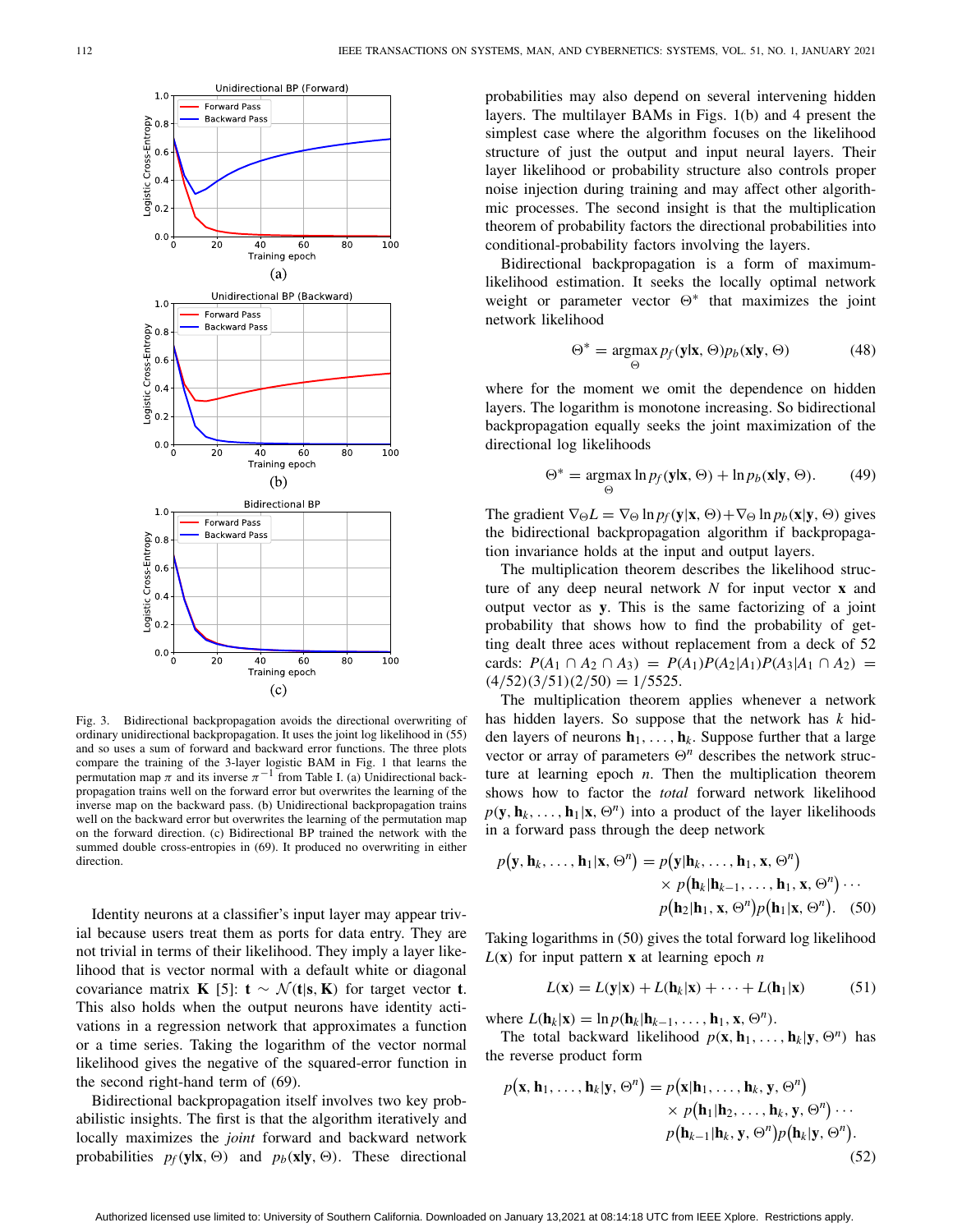Fig. 3. Bidirectional backpropagation avoids the directional overwriting of ordinary unidirectional backpropagation. It uses the joint log likelihood in (55) and so uses a sum of forward and backward error functions. The three plots compare the training of the 3-layer logistic BAM in Fig. 1 that learns the permutation map $\pi$ and its inverse $\pi^{-1}$ from Table I. (a) Unidirectional backpropagation trains well on the forward error but overwrites the learning of the inverse map on the backward pass. (b) Unidirectional backpropagation trains well on the backward error but overwrites the learning of the permutation map on the forward direction. (c) Bidirectional BP trained the network with the summed double cross-entropies in (69). It produced no overwriting in either direction.

Identity neurons at a classifier's input layer may appear trivial because users treat them as ports for data entry. They are not trivial in terms of their likelihood. They imply a layer likelihood that is vector normal with a default white or diagonal covariance matrix $\mathbf{K}$ [5]: $\mathbf{t} \sim \mathcal{N}(\mathbf{t}|\mathbf{s}, \mathbf{K})$ for target vector $\mathbf{t}$. This also holds when the output neurons have identity activations in a regression network that approximates a function or a time series. Taking the logarithm of the vector normal likelihood gives the negative of the squared-error function in the second right-hand term of (69).

Bidirectional backpropagation itself involves two key probabilistic insights. The first is that the algorithm iteratively and locally maximizes the *joint* forward and backward network probabilities $p_f(\mathbf{y}|\mathbf{x}, \Theta)$ and $p_b(\mathbf{x}|\mathbf{y}, \Theta)$. These directional probabilities may also depend on several intervening hidden layers. The multilayer BAMs in Figs. 1(b) and 4 present the simplest case where the algorithm focuses on the likelihood structure of just the output and input neural layers. Their layer likelihood or probability structure also controls proper noise injection during training and may affect other algorithmic processes. The second insight is that the multiplication theorem of probability factors the directional probabilities into conditional-probability factors involving the layers.

Bidirectional backpropagation is a form of maximum-likelihood estimation. It seeks the locally optimal network weight or parameter vector $\Theta^*$ that maximizes the joint network likelihood

$$\Theta^* = \underset{\Theta}{\operatorname{argmax}}\, p_f(\mathbf{y}|\mathbf{x}, \Theta) p_b(\mathbf{x}|\mathbf{y}, \Theta) \tag{48}$$

where for the moment we omit the dependence on hidden layers. The logarithm is monotone increasing. So bidirectional backpropagation equally seeks the joint maximization of the directional log likelihoods

$$\Theta^* = \underset{\Theta}{\operatorname{argmax}}\, \ln p_f(\mathbf{y}|\mathbf{x}, \Theta) + \ln p_b(\mathbf{x}|\mathbf{y}, \Theta). \tag{49}$$

The gradient $\nabla_\Theta L = \nabla_\Theta \ln p_f(\mathbf{y}|\mathbf{x}, \Theta) + \nabla_\Theta \ln p_b(\mathbf{x}|\mathbf{y}, \Theta)$ gives the bidirectional backpropagation algorithm if backpropagation invariance holds at the input and output layers.

The multiplication theorem describes the likelihood structure of any deep neural network $N$ for input vector $\mathbf{x}$ and output vector as $\mathbf{y}$. This is the same factorizing of a joint probability that shows how to find the probability of getting dealt three aces without replacement from a deck of 52 cards: $P(A_1 \cap A_2 \cap A_3) = P(A_1)P(A_2|A_1)P(A_3|A_1 \cap A_2) = (4/52)(3/51)(2/50) = 1/5525$.

The multiplication theorem applies whenever a network has hidden layers. So suppose that the network has $k$ hidden layers of neurons $\mathbf{h}_1, \ldots, \mathbf{h}_k$. Suppose further that a large vector or array of parameters $\Theta^n$ describes the network structure at learning epoch $n$. Then the multiplication theorem shows how to factor the *total* forward network likelihood $p(\mathbf{y}, \mathbf{h}_k, \ldots, \mathbf{h}_1|\mathbf{x}, \Theta^n)$ into a product of the layer likelihoods in a forward pass through the deep network

$$\begin{aligned} p(\mathbf{y}, \mathbf{h}_k, \ldots, \mathbf{h}_1|\mathbf{x}, \Theta^n) &= p(\mathbf{y}|\mathbf{h}_k, \ldots, \mathbf{h}_1, \mathbf{x}, \Theta^n) \\ &\quad \times p(\mathbf{h}_k|\mathbf{h}_{k-1}, \ldots, \mathbf{h}_1, \mathbf{x}, \Theta^n) \cdots \\ &\quad p(\mathbf{h}_2|\mathbf{h}_1, \mathbf{x}, \Theta^n) p(\mathbf{h}_1|\mathbf{x}, \Theta^n). \end{aligned} \tag{50}$$

Taking logarithms in (50) gives the total forward log likelihood $L(\mathbf{x})$ for input pattern $\mathbf{x}$ at learning epoch $n$

$$L(\mathbf{x}) = L(\mathbf{y}|\mathbf{x}) + L(\mathbf{h}_k|\mathbf{x}) + \cdots + L(\mathbf{h}_1|\mathbf{x}) \tag{51}$$

where $L(\mathbf{h}_k|\mathbf{x}) = \ln p(\mathbf{h}_k|\mathbf{h}_{k-1}, \ldots, \mathbf{h}_1, \mathbf{x}, \Theta^n)$.

The total backward likelihood $p(\mathbf{x}, \mathbf{h}_1, \ldots, \mathbf{h}_k|\mathbf{y}, \Theta^n)$ has the reverse product form

$$\begin{aligned} p(\mathbf{x}, \mathbf{h}_1, \ldots, \mathbf{h}_k|\mathbf{y}, \Theta^n) &= p(\mathbf{x}|\mathbf{h}_1, \ldots, \mathbf{h}_k, \mathbf{y}, \Theta^n) \\ &\quad \times p(\mathbf{h}_1|\mathbf{h}_2, \ldots, \mathbf{h}_k, \mathbf{y}, \Theta^n) \cdots \\ &\quad p(\mathbf{h}_{k-1}|\mathbf{h}_k, \mathbf{y}, \Theta^n) p(\mathbf{h}_k|\mathbf{y}, \Theta^n). \end{aligned} \tag{52}$$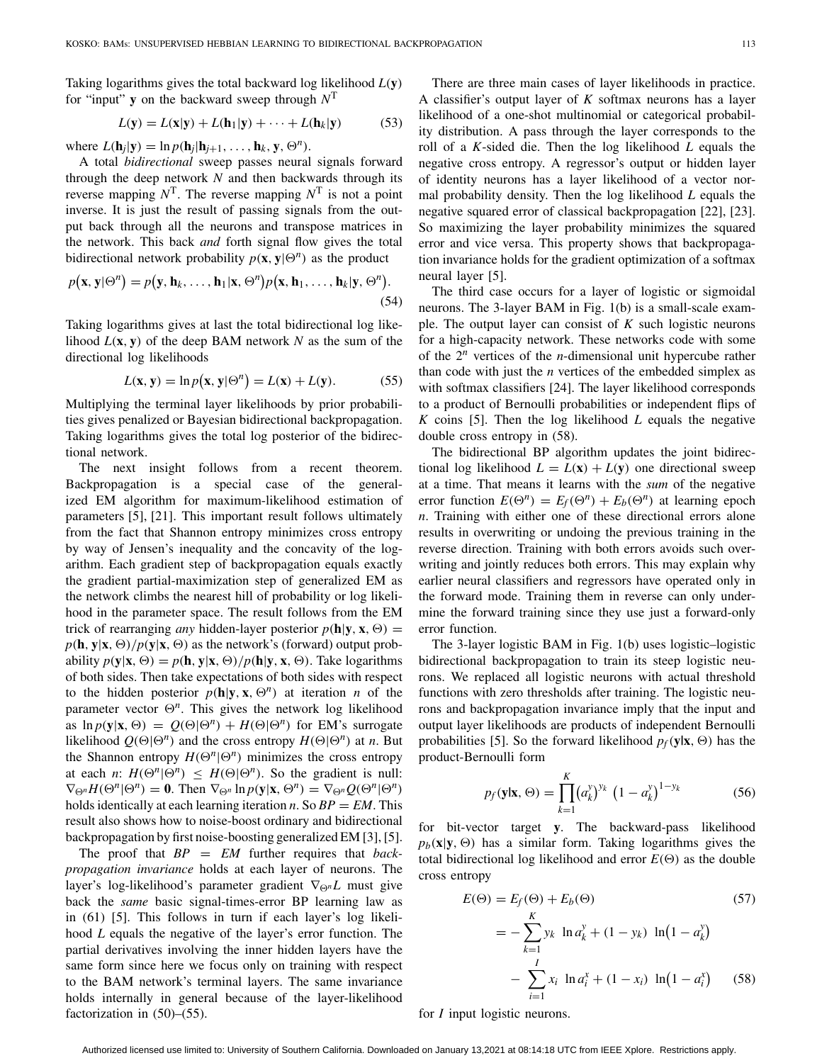Taking logarithms gives the total backward log likelihood $L(\mathbf{y})$ for "input" $\mathbf{y}$ on the backward sweep through $N^{\mathrm{T}}$

$$L(\mathbf{y}) = L(\mathbf{x}|\mathbf{y}) + L(\mathbf{h}_1|\mathbf{y}) + \cdots + L(\mathbf{h}_k|\mathbf{y}) \tag{53}$$

where $L(\mathbf{h}_j|\mathbf{y}) = \ln p(\mathbf{h}_j|\mathbf{h}_{j+1}, \ldots, \mathbf{h}_k, \mathbf{y}, \Theta^n)$.

A total *bidirectional* sweep passes neural signals forward through the deep network $N$ and then backwards through its reverse mapping $N^{\mathrm{T}}$. The reverse mapping $N^{\mathrm{T}}$ is not a point inverse. It is just the result of passing signals from the output back through all the neurons and transpose matrices in the network. This back *and* forth signal flow gives the total bidirectional network probability $p(\mathbf{x}, \mathbf{y}|\Theta^n)$ as the product

$$p(\mathbf{x}, \mathbf{y}|\Theta^n) = p(\mathbf{y}, \mathbf{h}_k, \ldots, \mathbf{h}_1|\mathbf{x}, \Theta^n) p(\mathbf{x}, \mathbf{h}_1, \ldots, \mathbf{h}_k|\mathbf{y}, \Theta^n). \tag{54}$$

Taking logarithms gives at last the total bidirectional log likelihood $L(\mathbf{x}, \mathbf{y})$ of the deep BAM network $N$ as the sum of the directional log likelihoods

$$L(\mathbf{x}, \mathbf{y}) = \ln p(\mathbf{x}, \mathbf{y}|\Theta^n) = L(\mathbf{x}) + L(\mathbf{y}). \tag{55}$$

Multiplying the terminal layer likelihoods by prior probabilities gives penalized or Bayesian bidirectional backpropagation. Taking logarithms gives the total log posterior of the bidirectional network.

The next insight follows from a recent theorem. Backpropagation is a special case of the generalized EM algorithm for maximum-likelihood estimation of parameters [5], [21]. This important result follows ultimately from the fact that Shannon entropy minimizes cross entropy by way of Jensen's inequality and the concavity of the logarithm. Each gradient step of backpropagation equals exactly the gradient partial-maximization step of generalized EM as the network climbs the nearest hill of probability or log likelihood in the parameter space. The result follows from the EM trick of rearranging *any* hidden-layer posterior $p(\mathbf{h}|\mathbf{y}, \mathbf{x}, \Theta) = p(\mathbf{h}, \mathbf{y}|\mathbf{x}, \Theta)/p(\mathbf{y}|\mathbf{x}, \Theta)$ as the network's (forward) output probability $p(\mathbf{y}|\mathbf{x}, \Theta) = p(\mathbf{h}, \mathbf{y}|\mathbf{x}, \Theta)/p(\mathbf{h}|\mathbf{y}, \mathbf{x}, \Theta)$. Take logarithms of both sides. Then take expectations of both sides with respect to the hidden posterior $p(\mathbf{h}|\mathbf{y}, \mathbf{x}, \Theta^n)$ at iteration $n$ of the parameter vector $\Theta^n$. This gives the network log likelihood as $\ln p(\mathbf{y}|\mathbf{x}, \Theta) = Q(\Theta|\Theta^n) + H(\Theta|\Theta^n)$ for EM's surrogate likelihood $Q(\Theta|\Theta^n)$ and the cross entropy $H(\Theta|\Theta^n)$ at $n$. But the Shannon entropy $H(\Theta^n|\Theta^n)$ minimizes the cross entropy at each $n$: $H(\Theta^n|\Theta^n) \leq H(\Theta|\Theta^n)$. So the gradient is null: $\nabla_{\Theta^n} H(\Theta^n|\Theta^n) = \mathbf{0}$. Then $\nabla_{\Theta^n} \ln p(\mathbf{y}|\mathbf{x}, \Theta^n) = \nabla_{\Theta^n} Q(\Theta^n|\Theta^n)$ holds identically at each learning iteration $n$. So $BP = EM$. This result also shows how to noise-boost ordinary and bidirectional backpropagation by first noise-boosting generalized EM [3], [5].

The proof that $BP = EM$ further requires that *backpropagation invariance* holds at each layer of neurons. The layer's log-likelihood's parameter gradient $\nabla_{\Theta^n} L$ must give back the *same* basic signal-times-error BP learning law as in (61) [5]. This follows in turn if each layer's log likelihood $L$ equals the negative of the layer's error function. The partial derivatives involving the inner hidden layers have the same form since here we focus only on training with respect to the BAM network's terminal layers. The same invariance holds internally in general because of the layer-likelihood factorization in (50)–(55).

There are three main cases of layer likelihoods in practice. A classifier's output layer of $K$ softmax neurons has a layer likelihood of a one-shot multinomial or categorical probability distribution. A pass through the layer corresponds to the roll of a $K$-sided die. Then the log likelihood $L$ equals the negative cross entropy. A regressor's output or hidden layer of identity neurons has a layer likelihood of a vector normal probability density. Then the log likelihood $L$ equals the negative squared error of classical backpropagation [22], [23]. So maximizing the layer probability minimizes the squared error and vice versa. This property shows that backpropagation invariance holds for the gradient optimization of a softmax neural layer [5].

The third case occurs for a layer of logistic or sigmoidal neurons. The 3-layer BAM in Fig. 1(b) is a small-scale example. The output layer can consist of $K$ such logistic neurons for a high-capacity network. These networks code with some of the $2^n$ vertices of the $n$-dimensional unit hypercube rather than code with just the $n$ vertices of the embedded simplex as with softmax classifiers [24]. The layer likelihood corresponds to a product of Bernoulli probabilities or independent flips of $K$ coins [5]. Then the log likelihood $L$ equals the negative double cross entropy in (58).

The bidirectional BP algorithm updates the joint bidirectional log likelihood $L = L(\mathbf{x}) + L(\mathbf{y})$ one directional sweep at a time. That means it learns with the *sum* of the negative error function $E(\Theta^n) = E_f(\Theta^n) + E_b(\Theta^n)$ at learning epoch $n$. Training with either one of these directional errors alone results in overwriting or undoing the previous training in the reverse direction. Training with both errors avoids such overwriting and jointly reduces both errors. This may explain why earlier neural classifiers and regressors have operated only in the forward mode. Training them in reverse can only undermine the forward training since they use just a forward-only error function.

The 3-layer logistic BAM in Fig. 1(b) uses logistic–logistic bidirectional backpropagation to train its steep logistic neurons. We replaced all logistic neurons with actual threshold functions with zero thresholds after training. The logistic neurons and backpropagation invariance imply that the input and output layer likelihoods are products of independent Bernoulli probabilities [5]. So the forward likelihood $p_f(\mathbf{y}|\mathbf{x}, \Theta)$ has the product-Bernoulli form

$$p_f(\mathbf{y}|\mathbf{x}, \Theta) = \prod_{k=1}^{K} \left(a_k^y\right)^{y_k} \left(1 - a_k^y\right)^{1-y_k} \tag{56}$$

for bit-vector target $\mathbf{y}$. The backward-pass likelihood $p_b(\mathbf{x}|\mathbf{y}, \Theta)$ has a similar form. Taking logarithms gives the total bidirectional log likelihood and error $E(\Theta)$ as the double cross entropy

$$E(\Theta) = E_f(\Theta) + E_b(\Theta) \tag{57}$$

$$= -\sum_{k=1}^{K} y_k \ \ln a_k^y + (1 - y_k) \ \ln\left(1 - a_k^y\right) - \sum_{i=1}^{I} x_i \ \ln a_i^x + (1 - x_i) \ \ln\left(1 - a_i^x\right) \tag{58}$$

for $I$ input logistic neurons.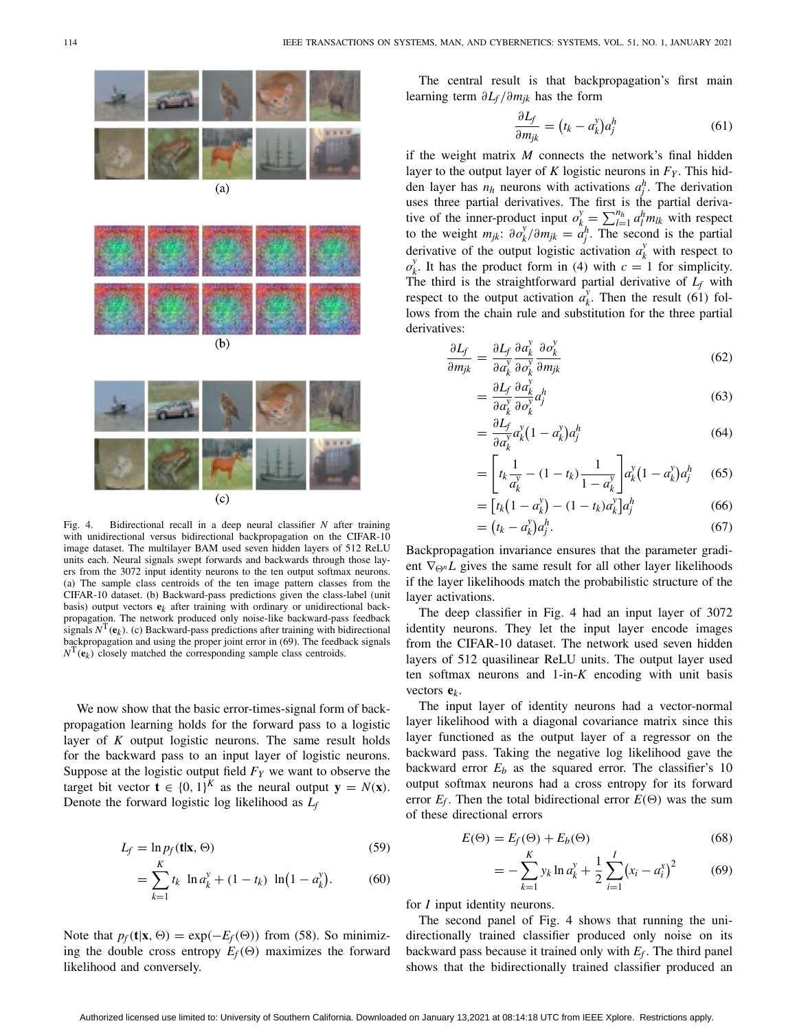Fig. 4. Bidirectional recall in a deep neural classifier $N$ after training with unidirectional versus bidirectional backpropagation on the CIFAR-10 image dataset. The multilayer BAM used seven hidden layers of 512 ReLU units each. Neural signals swept forwards and backwards through those layers from the 3072 input identity neurons to the ten output softmax neurons. (a) The sample class centroids of the ten image pattern classes from the CIFAR-10 dataset. (b) Backward-pass predictions given the class-label (unit basis) output vectors $\mathbf{e}_k$ after training with ordinary or unidirectional backpropagation. The network produced only noise-like backward-pass feedback signals $N^T(\mathbf{e}_k)$. (c) Backward-pass predictions after training with bidirectional backpropagation and using the proper joint error in (69). The feedback signals $N^T(\mathbf{e}_k)$ closely matched the corresponding sample class centroids.

We now show that the basic error-times-signal form of backpropagation learning holds for the forward pass to a logistic layer of $K$ output logistic neurons. The same result holds for the backward pass to an input layer of logistic neurons. Suppose at the logistic output field $F_Y$ we want to observe the target bit vector $\mathbf{t} \in \{0, 1\}^K$ as the neural output $\mathbf{y} = N(\mathbf{x})$. Denote the forward logistic log likelihood as $L_f$

$$L_f = \ln p_f(\mathbf{t}|\mathbf{x}, \Theta) \tag{59}$$

$$= \sum_{k=1}^{K} t_k \ \ln a_k^y + (1 - t_k) \ \ln\big(1 - a_k^y\big). \tag{60}$$

Note that $p_f(\mathbf{t}|\mathbf{x}, \Theta) = \exp(-E_f(\Theta))$ from (58). So minimizing the double cross entropy $E_f(\Theta)$ maximizes the forward likelihood and conversely.

The central result is that backpropagation's first main learning term $\partial L_f / \partial m_{jk}$ has the form

$$\frac{\partial L_f}{\partial m_{jk}} = \big(t_k - a_k^y\big) a_j^h \tag{61}$$

if the weight matrix $M$ connects the network's final hidden layer to the output layer of $K$ logistic neurons in $F_Y$. This hidden layer has $n_h$ neurons with activations $a_j^h$. The derivation uses three partial derivatives. The first is the partial derivative of the inner-product input $o_k^y = \sum_{l=1}^{n_h} a_l^h m_{lk}$ with respect to the weight $m_{jk}$: $\partial o_k^y / \partial m_{jk} = a_j^h$. The second is the partial derivative of the output logistic activation $a_k^y$ with respect to $o_k^y$. It has the product form in (4) with $c = 1$ for simplicity. The third is the straightforward partial derivative of $L_f$ with respect to the output activation $a_k^y$. Then the result (61) follows from the chain rule and substitution for the three partial derivatives:

$$\frac{\partial L_f}{\partial m_{jk}} = \frac{\partial L_f}{\partial a_k^y} \frac{\partial a_k^y}{\partial o_k^y} \frac{\partial o_k^y}{\partial m_{jk}} \tag{62}$$

$$= \frac{\partial L_f}{\partial a_k^y} \frac{\partial a_k^y}{\partial o_k^y} a_j^h \tag{63}$$

$$= \frac{\partial L_f}{\partial a_k^y} a_k^y \big(1 - a_k^y\big) a_j^h \tag{64}$$

$$= \left[ t_k \frac{1}{a_k^y} - (1 - t_k) \frac{1}{1 - a_k^y} \right] a_k^y \big(1 - a_k^y\big) a_j^h \tag{65}$$

$$= \big[ t_k \big(1 - a_k^y\big) - (1 - t_k) a_k^y \big] a_j^h \tag{66}$$

$$= \big(t_k - a_k^y\big) a_j^h. \tag{67}$$

Backpropagation invariance ensures that the parameter gradient $\nabla_{\Theta^n} L$ gives the same result for all other layer likelihoods if the layer likelihoods match the probabilistic structure of the layer activations.

The deep classifier in Fig. 4 had an input layer of 3072 identity neurons. They let the input layer encode images from the CIFAR-10 dataset. The network used seven hidden layers of 512 quasilinear ReLU units. The output layer used ten softmax neurons and 1-in-$K$ encoding with unit basis vectors $\mathbf{e}_k$.

The input layer of identity neurons had a vector-normal layer likelihood with a diagonal covariance matrix since this layer functioned as the output layer of a regressor on the backward pass. Taking the negative log likelihood gave the backward error $E_b$ as the squared error. The classifier's 10 output softmax neurons had a cross entropy for its forward error $E_f$. Then the total bidirectional error $E(\Theta)$ was the sum of these directional errors

$$E(\Theta) = E_f(\Theta) + E_b(\Theta) \tag{68}$$

$$= -\sum_{k=1}^{K} y_k \ln a_k^y + \frac{1}{2} \sum_{i=1}^{I} \big(x_i - a_i^x\big)^2 \tag{69}$$

for $I$ input identity neurons.

The second panel of Fig. 4 shows that running the unidirectionally trained classifier produced only noise on its backward pass because it trained only with $E_f$. The third panel shows that the bidirectionally trained classifier produced an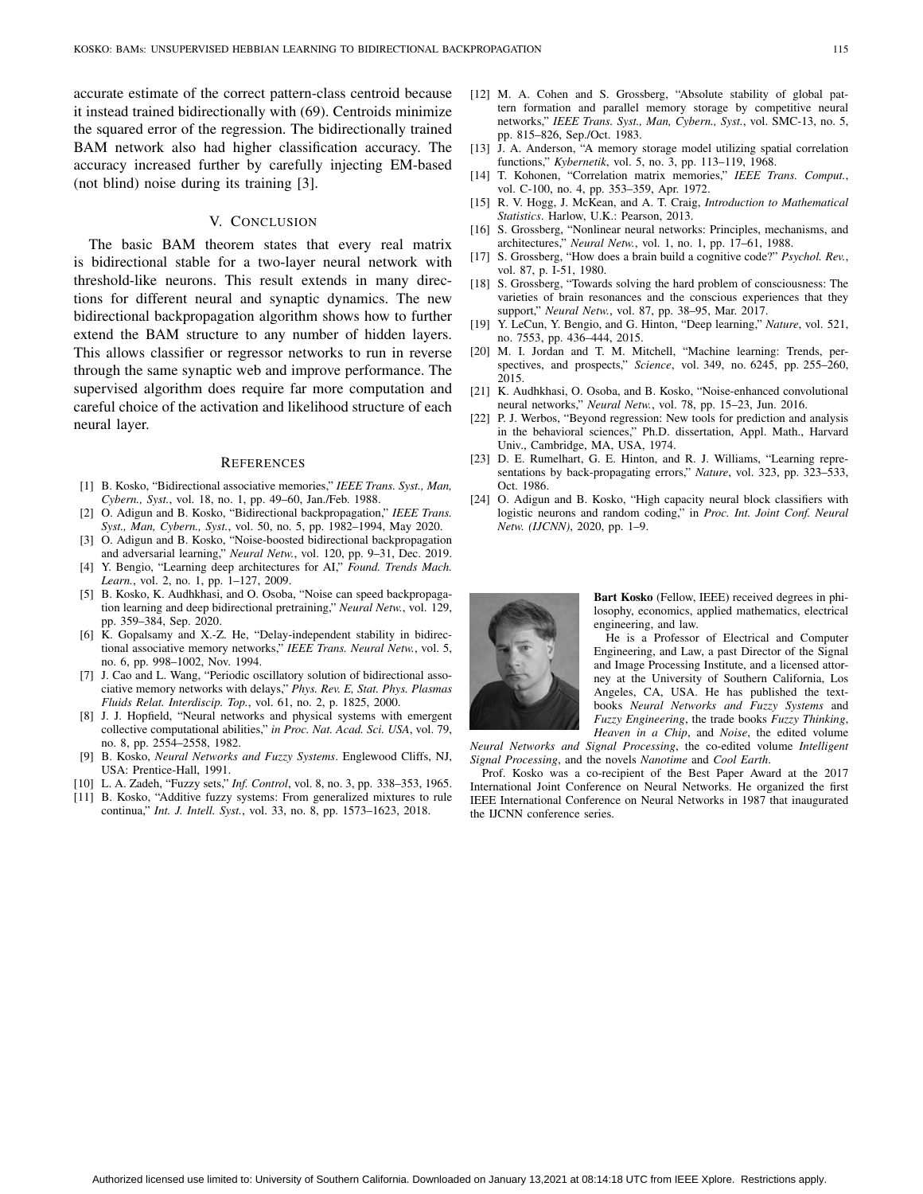accurate estimate of the correct pattern-class centroid because it instead trained bidirectionally with (69). Centroids minimize the squared error of the regression. The bidirectionally trained BAM network also had higher classification accuracy. The accuracy increased further by carefully injecting EM-based (not blind) noise during its training [3].

## V. Conclusion

The basic BAM theorem states that every real matrix is bidirectional stable for a two-layer neural network with threshold-like neurons. This result extends in many directions for different neural and synaptic dynamics. The new bidirectional backpropagation algorithm shows how to further extend the BAM structure to any number of hidden layers. This allows classifier or regressor networks to run in reverse through the same synaptic web and improve performance. The supervised algorithm does require far more computation and careful choice of the activation and likelihood structure of each neural layer.

## References

[1] B. Kosko, "Bidirectional associative memories," *IEEE Trans. Syst., Man, Cybern., Syst.*, vol. 18, no. 1, pp. 49–60, Jan./Feb. 1988.

[2] O. Adigun and B. Kosko, "Bidirectional backpropagation," *IEEE Trans. Syst., Man, Cybern., Syst.*, vol. 50, no. 5, pp. 1982–1994, May 2020.

[3] O. Adigun and B. Kosko, "Noise-boosted bidirectional backpropagation and adversarial learning," *Neural Netw.*, vol. 120, pp. 9–31, Dec. 2019.

[4] Y. Bengio, "Learning deep architectures for AI," *Found. Trends Mach. Learn.*, vol. 2, no. 1, pp. 1–127, 2009.

[5] B. Kosko, K. Audhkhasi, and O. Osoba, "Noise can speed backpropagation learning and deep bidirectional pretraining," *Neural Netw.*, vol. 129, pp. 359–384, Sep. 2020.

[6] K. Gopalsamy and X.-Z. He, "Delay-independent stability in bidirectional associative memory networks," *IEEE Trans. Neural Netw.*, vol. 5, no. 6, pp. 998–1002, Nov. 1994.

[7] J. Cao and L. Wang, "Periodic oscillatory solution of bidirectional associative memory networks with delays," *Phys. Rev. E, Stat. Phys. Plasmas Fluids Relat. Interdiscip. Top.*, vol. 61, no. 2, p. 1825, 2000.

[8] J. J. Hopfield, "Neural networks and physical systems with emergent collective computational abilities," *in Proc. Nat. Acad. Sci. USA*, vol. 79, no. 8, pp. 2554–2558, 1982.

[9] B. Kosko, *Neural Networks and Fuzzy Systems*. Englewood Cliffs, NJ, USA: Prentice-Hall, 1991.

[10] L. A. Zadeh, "Fuzzy sets," *Inf. Control*, vol. 8, no. 3, pp. 338–353, 1965.

[11] B. Kosko, "Additive fuzzy systems: From generalized mixtures to rule continua," *Int. J. Intell. Syst.*, vol. 33, no. 8, pp. 1573–1623, 2018.

[12] M. A. Cohen and S. Grossberg, "Absolute stability of global pattern formation and parallel memory storage by competitive neural networks," *IEEE Trans. Syst., Man, Cybern., Syst.*, vol. SMC-13, no. 5, pp. 815–826, Sep./Oct. 1983.

[13] J. A. Anderson, "A memory storage model utilizing spatial correlation functions," *Kybernetik*, vol. 5, no. 3, pp. 113–119, 1968.

[14] T. Kohonen, "Correlation matrix memories," *IEEE Trans. Comput.*, vol. C-100, no. 4, pp. 353–359, Apr. 1972.

[15] R. V. Hogg, J. McKean, and A. T. Craig, *Introduction to Mathematical Statistics*. Harlow, U.K.: Pearson, 2013.

[16] S. Grossberg, "Nonlinear neural networks: Principles, mechanisms, and architectures," *Neural Netw.*, vol. 1, no. 1, pp. 17–61, 1988.

[17] S. Grossberg, "How does a brain build a cognitive code?" *Psychol. Rev.*, vol. 87, p. I-51, 1980.

[18] S. Grossberg, "Towards solving the hard problem of consciousness: The varieties of brain resonances and the conscious experiences that they support," *Neural Netw.*, vol. 87, pp. 38–95, Mar. 2017.

[19] Y. LeCun, Y. Bengio, and G. Hinton, "Deep learning," *Nature*, vol. 521, no. 7553, pp. 436–444, 2015.

[20] M. I. Jordan and T. M. Mitchell, "Machine learning: Trends, perspectives, and prospects," *Science*, vol. 349, no. 6245, pp. 255–260, 2015.

[21] K. Audhkhasi, O. Osoba, and B. Kosko, "Noise-enhanced convolutional neural networks," *Neural Netw.*, vol. 78, pp. 15–23, Jun. 2016.

[22] P. J. Werbos, "Beyond regression: New tools for prediction and analysis in the behavioral sciences," Ph.D. dissertation, Appl. Math., Harvard Univ., Cambridge, MA, USA, 1974.

[23] D. E. Rumelhart, G. E. Hinton, and R. J. Williams, "Learning representations by back-propagating errors," *Nature*, vol. 323, pp. 323–533, Oct. 1986.

[24] O. Adigun and B. Kosko, "High capacity neural block classifiers with logistic neurons and random coding," in *Proc. Int. Joint Conf. Neural Netw. (IJCNN)*, 2020, pp. 1–9.

**Bart Kosko** (Fellow, IEEE) received degrees in philosophy, economics, applied mathematics, electrical engineering, and law.

He is a Professor of Electrical and Computer Engineering, and Law, a past Director of the Signal and Image Processing Institute, and a licensed attorney at the University of Southern California, Los Angeles, CA, USA. He has published the textbooks *Neural Networks and Fuzzy Systems* and *Fuzzy Engineering*, the trade books *Fuzzy Thinking*, *Heaven in a Chip*, and *Noise*, the edited volume *Neural Networks and Signal Processing*, the co-edited volume *Intelligent Signal Processing*, and the novels *Nanotime* and *Cool Earth*.

Prof. Kosko was a co-recipient of the Best Paper Award at the 2017 International Joint Conference on Neural Networks. He organized the first IEEE International Conference on Neural Networks in 1987 that inaugurated the IJCNN conference series.